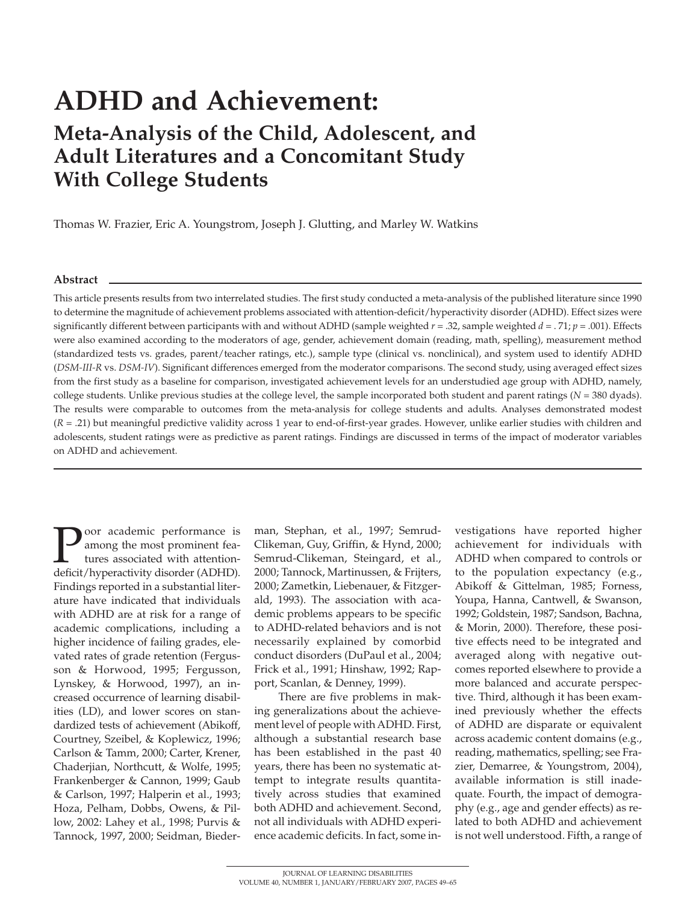# ADHD and Achievement:

## Meta-Analysis of the Child, Adolescent, and Adult Literatures and a Concomitant Study With College Students

Thomas W. Frazier, Eric A. Youngstrom, Joseph J. Glutting, and Marley W. Watkins

### Abstract

This article presents results from two interrelated studies. The first study conducted a meta-analysis of the published literature since 1990 to determine the magnitude of achievement problems associated with attention-deficit/hyperactivity disorder (ADHD). Effect sizes were significantly different between participants with and without ADHD (sample weighted $r = .32$, sample weighted $d = .71$; $p = .001$). Effects were also examined according to the moderators of age, gender, achievement domain (reading, math, spelling), measurement method (standardized tests vs. grades, parent/teacher ratings, etc.), sample type (clinical vs. nonclinical), and system used to identify ADHD (*DSM-III-R* vs. *DSM-IV*). Significant differences emerged from the moderator comparisons. The second study, using averaged effect sizes from the first study as a baseline for comparison, investigated achievement levels for an understudied age group with ADHD, namely, college students. Unlike previous studies at the college level, the sample incorporated both student and parent ratings ($N = 380$ dyads). The results were comparable to outcomes from the meta-analysis for college students and adults. Analyses demonstrated modest ($R = .21$) but meaningful predictive validity across 1 year to end-of-first-year grades. However, unlike earlier studies with children and adolescents, student ratings were as predictive as parent ratings. Findings are discussed in terms of the impact of moderator variables on ADHD and achievement.

Poor academic performance is among the most prominent features associated with attention-deficit/hyperactivity disorder (ADHD). Findings reported in a substantial literature have indicated that individuals with ADHD are at risk for a range of academic complications, including a higher incidence of failing grades, elevated rates of grade retention (Fergusson & Horwood, 1995; Fergusson, Lynskey, & Horwood, 1997), an increased occurrence of learning disabilities (LD), and lower scores on standardized tests of achievement (Abikoff, Courtney, Szeibel, & Koplewicz, 1996; Carlson & Tamm, 2000; Carter, Krener, Chaderjian, Northcutt, & Wolfe, 1995; Frankenberger & Cannon, 1999; Gaub & Carlson, 1997; Halperin et al., 1993; Hoza, Pelham, Dobbs, Owens, & Pillow, 2002: Lahey et al., 1998; Purvis & Tannock, 1997, 2000; Seidman, Biederman, Stephan, et al., 1997; Semrud-Clikeman, Guy, Griffin, & Hynd, 2000; Semrud-Clikeman, Steingard, et al., 2000; Tannock, Martinussen, & Frijters, 2000; Zametkin, Liebenauer, & Fitzgerald, 1993). The association with academic problems appears to be specific to ADHD-related behaviors and is not necessarily explained by comorbid conduct disorders (DuPaul et al., 2004; Frick et al., 1991; Hinshaw, 1992; Rapport, Scanlan, & Denney, 1999).

There are five problems in making generalizations about the achievement level of people with ADHD. First, although a substantial research base has been established in the past 40 years, there has been no systematic attempt to integrate results quantitatively across studies that examined both ADHD and achievement. Second, not all individuals with ADHD experience academic deficits. In fact, some investigations have reported higher achievement for individuals with ADHD when compared to controls or to the population expectancy (e.g., Abikoff & Gittelman, 1985; Forness, Youpa, Hanna, Cantwell, & Swanson, 1992; Goldstein, 1987; Sandson, Bachna, & Morin, 2000). Therefore, these positive effects need to be integrated and averaged along with negative outcomes reported elsewhere to provide a more balanced and accurate perspective. Third, although it has been examined previously whether the effects of ADHD are disparate or equivalent across academic content domains (e.g., reading, mathematics, spelling; see Frazier, Demarree, & Youngstrom, 2004), available information is still inadequate. Fourth, the impact of demography (e.g., age and gender effects) as related to both ADHD and achievement is not well understood. Fifth, a range of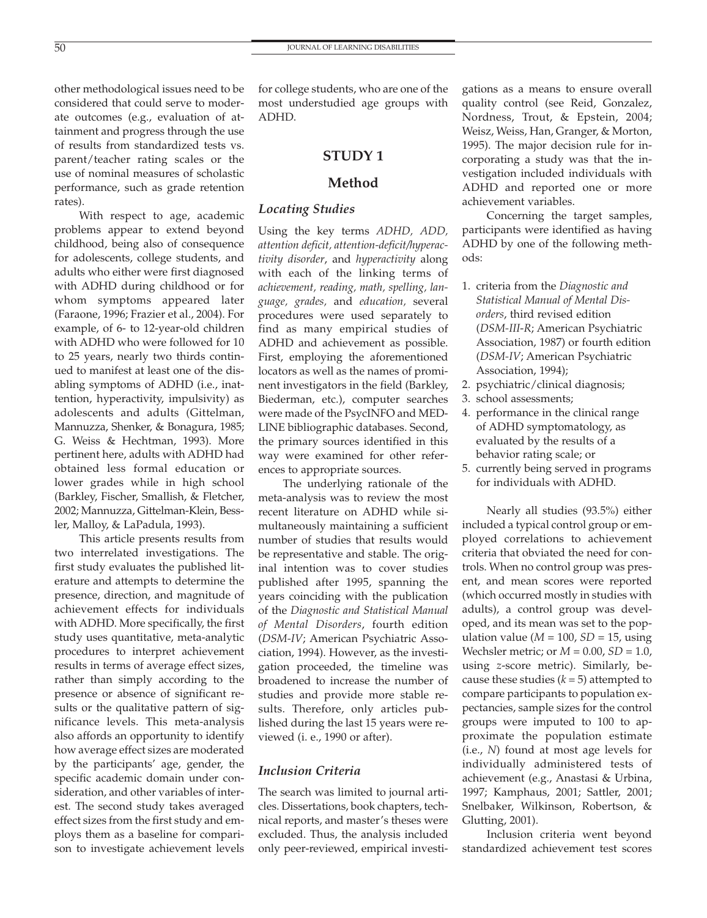other methodological issues need to be considered that could serve to moderate outcomes (e.g., evaluation of attainment and progress through the use of results from standardized tests vs. parent/teacher rating scales or the use of nominal measures of scholastic performance, such as grade retention rates).

With respect to age, academic problems appear to extend beyond childhood, being also of consequence for adolescents, college students, and adults who either were first diagnosed with ADHD during childhood or for whom symptoms appeared later (Faraone, 1996; Frazier et al., 2004). For example, of 6- to 12-year-old children with ADHD who were followed for 10 to 25 years, nearly two thirds continued to manifest at least one of the disabling symptoms of ADHD (i.e., inattention, hyperactivity, impulsivity) as adolescents and adults (Gittelman, Mannuzza, Shenker, & Bonagura, 1985; G. Weiss & Hechtman, 1993). More pertinent here, adults with ADHD had obtained less formal education or lower grades while in high school (Barkley, Fischer, Smallish, & Fletcher, 2002; Mannuzza, Gittelman-Klein, Bessler, Malloy, & LaPadula, 1993).

This article presents results from two interrelated investigations. The first study evaluates the published literature and attempts to determine the presence, direction, and magnitude of achievement effects for individuals with ADHD. More specifically, the first study uses quantitative, meta-analytic procedures to interpret achievement results in terms of average effect sizes, rather than simply according to the presence or absence of significant results or the qualitative pattern of significance levels. This meta-analysis also affords an opportunity to identify how average effect sizes are moderated by the participants' age, gender, the specific academic domain under consideration, and other variables of interest. The second study takes averaged effect sizes from the first study and employs them as a baseline for comparison to investigate achievement levels for college students, who are one of the most understudied age groups with ADHD.

## STUDY 1

## Method

### Locating Studies

Using the key terms *ADHD, ADD, attention deficit, attention-deficit/hyperactivity disorder*, and *hyperactivity* along with each of the linking terms of *achievement, reading, math, spelling, language, grades,* and *education,* several procedures were used separately to find as many empirical studies of ADHD and achievement as possible. First, employing the aforementioned locators as well as the names of prominent investigators in the field (Barkley, Biederman, etc.), computer searches were made of the PsycINFO and MEDLINE bibliographic databases. Second, the primary sources identified in this way were examined for other references to appropriate sources.

The underlying rationale of the meta-analysis was to review the most recent literature on ADHD while simultaneously maintaining a sufficient number of studies that results would be representative and stable. The original intention was to cover studies published after 1995, spanning the years coinciding with the publication of the *Diagnostic and Statistical Manual of Mental Disorders*, fourth edition (*DSM-IV*; American Psychiatric Association, 1994). However, as the investigation proceeded, the timeline was broadened to increase the number of studies and provide more stable results. Therefore, only articles published during the last 15 years were reviewed (i. e., 1990 or after).

### Inclusion Criteria

The search was limited to journal articles. Dissertations, book chapters, technical reports, and master's theses were excluded. Thus, the analysis included only peer-reviewed, empirical investigations as a means to ensure overall quality control (see Reid, Gonzalez, Nordness, Trout, & Epstein, 2004; Weisz, Weiss, Han, Granger, & Morton, 1995). The major decision rule for incorporating a study was that the investigation included individuals with ADHD and reported one or more achievement variables.

Concerning the target samples, participants were identified as having ADHD by one of the following methods:

1. criteria from the *Diagnostic and Statistical Manual of Mental Disorders*, third revised edition (*DSM-III-R*; American Psychiatric Association, 1987) or fourth edition (*DSM-IV*; American Psychiatric Association, 1994);
2. psychiatric/clinical diagnosis;
3. school assessments;
4. performance in the clinical range of ADHD symptomatology, as evaluated by the results of a behavior rating scale; or
5. currently being served in programs for individuals with ADHD.

Nearly all studies (93.5%) either included a typical control group or employed correlations to achievement criteria that obviated the need for controls. When no control group was present, and mean scores were reported (which occurred mostly in studies with adults), a control group was developed, and its mean was set to the population value ($M = 100$, $SD = 15$, using Wechsler metric; or $M = 0.00$, $SD = 1.0$, using $z$-score metric). Similarly, because these studies ($k = 5$) attempted to compare participants to population expectancies, sample sizes for the control groups were imputed to 100 to approximate the population estimate (i.e., $N$) found at most age levels for individually administered tests of achievement (e.g., Anastasi & Urbina, 1997; Kamphaus, 2001; Sattler, 2001; Snelbaker, Wilkinson, Robertson, & Glutting, 2001).

Inclusion criteria went beyond standardized achievement test scores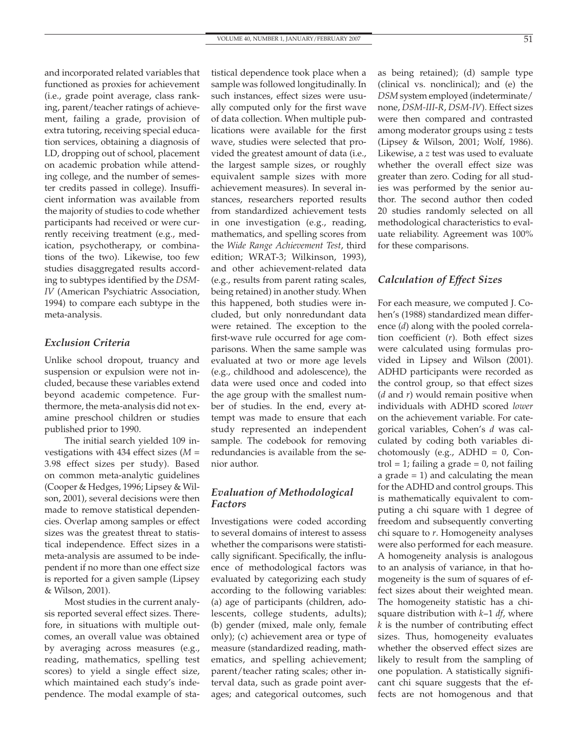and incorporated related variables that functioned as proxies for achievement (i.e., grade point average, class ranking, parent/teacher ratings of achievement, failing a grade, provision of extra tutoring, receiving special education services, obtaining a diagnosis of LD, dropping out of school, placement on academic probation while attending college, and the number of semester credits passed in college). Insufficient information was available from the majority of studies to code whether participants had received or were currently receiving treatment (e.g., medication, psychotherapy, or combinations of the two). Likewise, too few studies disaggregated results according to subtypes identified by the *DSM-IV* (American Psychiatric Association, 1994) to compare each subtype in the meta-analysis.

### *Exclusion Criteria*

Unlike school dropout, truancy and suspension or expulsion were not included, because these variables extend beyond academic competence. Furthermore, the meta-analysis did not examine preschool children or studies published prior to 1990.

The initial search yielded 109 investigations with 434 effect sizes (*M* = 3.98 effect sizes per study). Based on common meta-analytic guidelines (Cooper & Hedges, 1996; Lipsey & Wilson, 2001), several decisions were then made to remove statistical dependencies. Overlap among samples or effect sizes was the greatest threat to statistical independence. Effect sizes in a meta-analysis are assumed to be independent if no more than one effect size is reported for a given sample (Lipsey & Wilson, 2001).

Most studies in the current analysis reported several effect sizes. Therefore, in situations with multiple outcomes, an overall value was obtained by averaging across measures (e.g., reading, mathematics, spelling test scores) to yield a single effect size, which maintained each study's independence. The modal example of statistical dependence took place when a sample was followed longitudinally. In such instances, effect sizes were usually computed only for the first wave of data collection. When multiple publications were available for the first wave, studies were selected that provided the greatest amount of data (i.e., the largest sample sizes, or roughly equivalent sample sizes with more achievement measures). In several instances, researchers reported results from standardized achievement tests in one investigation (e.g., reading, mathematics, and spelling scores from the *Wide Range Achievement Test*, third edition; WRAT-3; Wilkinson, 1993), and other achievement-related data (e.g., results from parent rating scales, being retained) in another study. When this happened, both studies were included, but only nonredundant data were retained. The exception to the first-wave rule occurred for age comparisons. When the same sample was evaluated at two or more age levels (e.g., childhood and adolescence), the data were used once and coded into the age group with the smallest number of studies. In the end, every attempt was made to ensure that each study represented an independent sample. The codebook for removing redundancies is available from the senior author.

### *Evaluation of Methodological Factors*

Investigations were coded according to several domains of interest to assess whether the comparisons were statistically significant. Specifically, the influence of methodological factors was evaluated by categorizing each study according to the following variables: (a) age of participants (children, adolescents, college students, adults); (b) gender (mixed, male only, female only); (c) achievement area or type of measure (standardized reading, mathematics, and spelling achievement; parent/teacher rating scales; other interval data, such as grade point averages; and categorical outcomes, such as being retained); (d) sample type (clinical vs. nonclinical); and (e) the *DSM* system employed (indeterminate/none, *DSM-III-R*, *DSM-IV*). Effect sizes were then compared and contrasted among moderator groups using *z* tests (Lipsey & Wilson, 2001; Wolf, 1986). Likewise, a *z* test was used to evaluate whether the overall effect size was greater than zero. Coding for all studies was performed by the senior author. The second author then coded 20 studies randomly selected on all methodological characteristics to evaluate reliability. Agreement was 100% for these comparisons.

### *Calculation of Effect Sizes*

For each measure, we computed J. Cohen's (1988) standardized mean difference (*d*) along with the pooled correlation coefficient (*r*). Both effect sizes were calculated using formulas provided in Lipsey and Wilson (2001). ADHD participants were recorded as the control group, so that effect sizes (*d* and *r*) would remain positive when individuals with ADHD scored *lower* on the achievement variable. For categorical variables, Cohen's *d* was calculated by coding both variables dichotomously (e.g., ADHD = 0, Control = 1; failing a grade = 0, not failing a grade = 1) and calculating the mean for the ADHD and control groups. This is mathematically equivalent to computing a chi square with 1 degree of freedom and subsequently converting chi square to *r*. Homogeneity analyses were also performed for each measure. A homogeneity analysis is analogous to an analysis of variance, in that homogeneity is the sum of squares of effect sizes about their weighted mean. The homogeneity statistic has a chi-square distribution with $k-1$ *df*, where *k* is the number of contributing effect sizes. Thus, homogeneity evaluates whether the observed effect sizes are likely to result from the sampling of one population. A statistically significant chi square suggests that the effects are not homogenous and that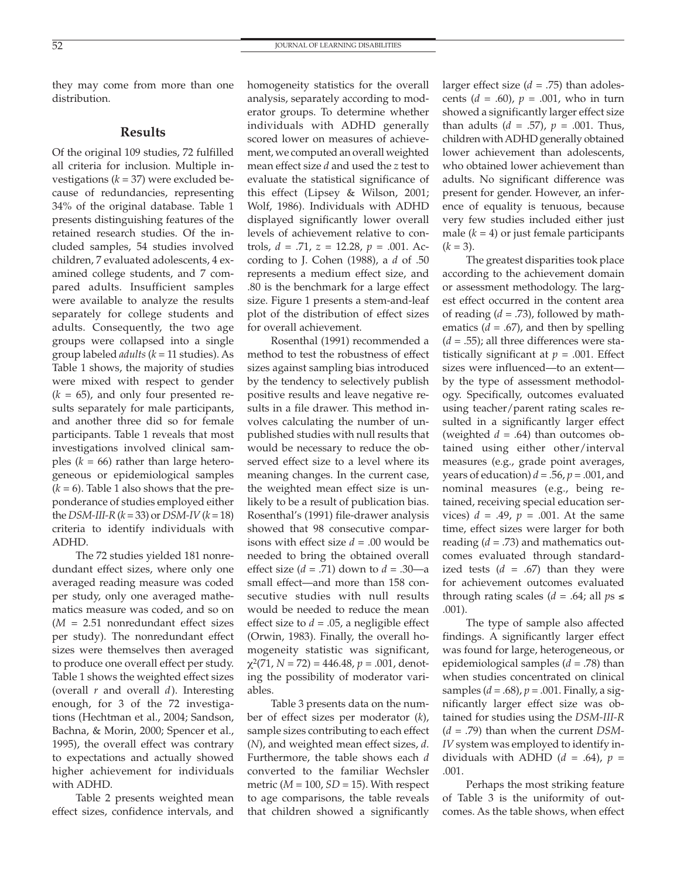they may come from more than one distribution.

## Results

Of the original 109 studies, 72 fulfilled all criteria for inclusion. Multiple investigations ($k$ = 37) were excluded because of redundancies, representing 34% of the original database. Table 1 presents distinguishing features of the retained research studies. Of the included samples, 54 studies involved children, 7 evaluated adolescents, 4 examined college students, and 7 compared adults. Insufficient samples were available to analyze the results separately for college students and adults. Consequently, the two age groups were collapsed into a single group labeled *adults* ($k$ = 11 studies). As Table 1 shows, the majority of studies were mixed with respect to gender ($k$ = 65), and only four presented results separately for male participants, and another three did so for female participants. Table 1 reveals that most investigations involved clinical samples ($k$ = 66) rather than large heterogeneous or epidemiological samples ($k$ = 6). Table 1 also shows that the preponderance of studies employed either the *DSM-III-R* ($k$ = 33) or *DSM-IV* ($k$ = 18) criteria to identify individuals with ADHD.

The 72 studies yielded 181 nonredundant effect sizes, where only one averaged reading measure was coded per study, only one averaged mathematics measure was coded, and so on ($M$ = 2.51 nonredundant effect sizes per study). The nonredundant effect sizes were themselves then averaged to produce one overall effect per study. Table 1 shows the weighted effect sizes (overall $r$ and overall $d$). Interesting enough, for 3 of the 72 investigations (Hechtman et al., 2004; Sandson, Bachna, & Morin, 2000; Spencer et al., 1995), the overall effect was contrary to expectations and actually showed higher achievement for individuals with ADHD.

Table 2 presents weighted mean effect sizes, confidence intervals, and homogeneity statistics for the overall analysis, separately according to moderator groups. To determine whether individuals with ADHD generally scored lower on measures of achievement, we computed an overall weighted mean effect size $d$ and used the $z$ test to evaluate the statistical significance of this effect (Lipsey & Wilson, 2001; Wolf, 1986). Individuals with ADHD displayed significantly lower overall levels of achievement relative to controls, $d$ = .71, $z$ = 12.28, $p$ = .001. According to J. Cohen (1988), a $d$ of .50 represents a medium effect size, and .80 is the benchmark for a large effect size. Figure 1 presents a stem-and-leaf plot of the distribution of effect sizes for overall achievement.

Rosenthal (1991) recommended a method to test the robustness of effect sizes against sampling bias introduced by the tendency to selectively publish positive results and leave negative results in a file drawer. This method involves calculating the number of unpublished studies with null results that would be necessary to reduce the observed effect size to a level where its meaning changes. In the current case, the weighted mean effect size is unlikely to be a result of publication bias. Rosenthal's (1991) file-drawer analysis showed that 98 consecutive comparisons with effect size $d$ = .00 would be needed to bring the obtained overall effect size ($d$ = .71) down to $d$ = .30—a small effect—and more than 158 consecutive studies with null results would be needed to reduce the mean effect size to $d$ = .05, a negligible effect (Orwin, 1983). Finally, the overall homogeneity statistic was significant, $\chi^2(71, N = 72) = 446.48$, $p$ = .001, denoting the possibility of moderator variables.

Table 3 presents data on the number of effect sizes per moderator ($k$), sample sizes contributing to each effect ($N$), and weighted mean effect sizes, $d$. Furthermore, the table shows each $d$ converted to the familiar Wechsler metric ($M$ = 100, $SD$ = 15). With respect to age comparisons, the table reveals that children showed a significantly larger effect size ($d$ = .75) than adolescents ($d$ = .60), $p$ = .001, who in turn showed a significantly larger effect size than adults ($d$ = .57), $p$ = .001. Thus, children with ADHD generally obtained lower achievement than adolescents, who obtained lower achievement than adults. No significant difference was present for gender. However, an inference of equality is tenuous, because very few studies included either just male ($k$ = 4) or just female participants ($k$ = 3).

The greatest disparities took place according to the achievement domain or assessment methodology. The largest effect occurred in the content area of reading ($d$ = .73), followed by mathematics ($d$ = .67), and then by spelling ($d$ = .55); all three differences were statistically significant at $p$ = .001. Effect sizes were influenced—to an extent—by the type of assessment methodology. Specifically, outcomes evaluated using teacher/parent rating scales resulted in a significantly larger effect (weighted $d$ = .64) than outcomes obtained using either other/interval measures (e.g., grade point averages, years of education) $d$ = .56, $p$ = .001, and nominal measures (e.g., being retained, receiving special education services) $d$ = .49, $p$ = .001. At the same time, effect sizes were larger for both reading ($d$ = .73) and mathematics outcomes evaluated through standardized tests ($d$ = .67) than they were for achievement outcomes evaluated through rating scales ($d$ = .64; all $p$s $\leq$ .001).

The type of sample also affected findings. A significantly larger effect was found for large, heterogeneous, or epidemiological samples ($d$ = .78) than when studies concentrated on clinical samples ($d$ = .68), $p$ = .001. Finally, a significantly larger effect size was obtained for studies using the *DSM-III-R* ($d$ = .79) than when the current *DSM-IV* system was employed to identify individuals with ADHD ($d$ = .64), $p$ = .001.

Perhaps the most striking feature of Table 3 is the uniformity of outcomes. As the table shows, when effect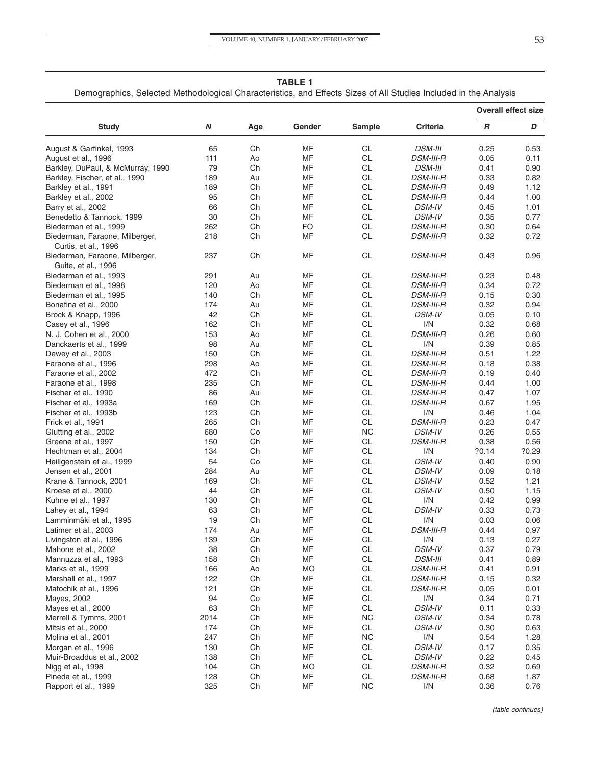**TABLE 1**

Demographics, Selected Methodological Characteristics, and Effects Sizes of All Studies Included in the Analysis

| Study | *N* | Age | Gender | Sample | Criteria | Overall effect size | |
|---|---|---|---|---|---|---|---|
| | | | | | | *R* | *D* |
| August & Garfinkel, 1993 | 65 | Ch | MF | CL | *DSM-III* | 0.25 | 0.53 |
| August et al., 1996 | 111 | Ao | MF | CL | *DSM-III-R* | 0.05 | 0.11 |
| Barkley, DuPaul, & McMurray, 1990 | 79 | Ch | MF | CL | *DSM-III* | 0.41 | 0.90 |
| Barkley, Fischer, et al., 1990 | 189 | Au | MF | CL | *DSM-III-R* | 0.33 | 0.82 |
| Barkley et al., 1991 | 189 | Ch | MF | CL | *DSM-III-R* | 0.49 | 1.12 |
| Barkley et al., 2002 | 95 | Ch | MF | CL | *DSM-III-R* | 0.44 | 1.00 |
| Barry et al., 2002 | 66 | Ch | MF | CL | *DSM-IV* | 0.45 | 1.01 |
| Benedetto & Tannock, 1999 | 30 | Ch | MF | CL | *DSM-IV* | 0.35 | 0.77 |
| Biederman et al., 1999 | 262 | Ch | FO | CL | *DSM-III-R* | 0.30 | 0.64 |
| Biederman, Faraone, Milberger, Curtis, et al., 1996 | 218 | Ch | MF | CL | *DSM-III-R* | 0.32 | 0.72 |
| Biederman, Faraone, Milberger, Guite, et al., 1996 | 237 | Ch | MF | CL | *DSM-III-R* | 0.43 | 0.96 |
| Biederman et al., 1993 | 291 | Au | MF | CL | *DSM-III-R* | 0.23 | 0.48 |
| Biederman et al., 1998 | 120 | Ao | MF | CL | *DSM-III-R* | 0.34 | 0.72 |
| Biederman et al., 1995 | 140 | Ch | MF | CL | *DSM-III-R* | 0.15 | 0.30 |
| Bonafina et al., 2000 | 174 | Au | MF | CL | *DSM-III-R* | 0.32 | 0.94 |
| Brock & Knapp, 1996 | 42 | Ch | MF | CL | *DSM-IV* | 0.05 | 0.10 |
| Casey et al., 1996 | 162 | Ch | MF | CL | I/N | 0.32 | 0.68 |
| N. J. Cohen et al., 2000 | 153 | Ao | MF | CL | *DSM-III-R* | 0.26 | 0.60 |
| Danckaerts et al., 1999 | 98 | Au | MF | CL | I/N | 0.39 | 0.85 |
| Dewey et al., 2003 | 150 | Ch | MF | CL | *DSM-III-R* | 0.51 | 1.22 |
| Faraone et al., 1996 | 298 | Ao | MF | CL | *DSM-III-R* | 0.18 | 0.38 |
| Faraone et al., 2002 | 472 | Ch | MF | CL | *DSM-III-R* | 0.19 | 0.40 |
| Faraone et al., 1998 | 235 | Ch | MF | CL | *DSM-III-R* | 0.44 | 1.00 |
| Fischer et al., 1990 | 86 | Au | MF | CL | *DSM-III-R* | 0.47 | 1.07 |
| Fischer et al., 1993a | 169 | Ch | MF | CL | *DSM-III-R* | 0.67 | 1.95 |
| Fischer et al., 1993b | 123 | Ch | MF | CL | I/N | 0.46 | 1.04 |
| Frick et al., 1991 | 265 | Ch | MF | CL | *DSM-III-R* | 0.23 | 0.47 |
| Glutting et al., 2002 | 680 | Co | MF | NC | *DSM-IV* | 0.26 | 0.55 |
| Greene et al., 1997 | 150 | Ch | MF | CL | *DSM-III-R* | 0.38 | 0.56 |
| Hechtman et al., 2004 | 134 | Ch | MF | CL | I/N | ?0.14 | ?0.29 |
| Heiligenstein et al., 1999 | 54 | Co | MF | CL | *DSM-IV* | 0.40 | 0.90 |
| Jensen et al., 2001 | 284 | Au | MF | CL | *DSM-IV* | 0.09 | 0.18 |
| Krane & Tannock, 2001 | 169 | Ch | MF | CL | *DSM-IV* | 0.52 | 1.21 |
| Kroese et al., 2000 | 44 | Ch | MF | CL | *DSM-IV* | 0.50 | 1.15 |
| Kuhne et al., 1997 | 130 | Ch | MF | CL | I/N | 0.42 | 0.99 |
| Lahey et al., 1994 | 63 | Ch | MF | CL | *DSM-IV* | 0.33 | 0.73 |
| Lamminmäki et al., 1995 | 19 | Ch | MF | CL | I/N | 0.03 | 0.06 |
| Latimer et al., 2003 | 174 | Au | MF | CL | *DSM-III-R* | 0.44 | 0.97 |
| Livingston et al., 1996 | 139 | Ch | MF | CL | I/N | 0.13 | 0.27 |
| Mahone et al., 2002 | 38 | Ch | MF | CL | *DSM-IV* | 0.37 | 0.79 |
| Mannuzza et al., 1993 | 158 | Ch | MF | CL | *DSM-III* | 0.41 | 0.89 |
| Marks et al., 1999 | 166 | Ao | MO | CL | *DSM-III-R* | 0.41 | 0.91 |
| Marshall et al., 1997 | 122 | Ch | MF | CL | *DSM-III-R* | 0.15 | 0.32 |
| Matochik et al., 1996 | 121 | Ch | MF | CL | *DSM-III-R* | 0.05 | 0.01 |
| Mayes, 2002 | 94 | Co | MF | CL | I/N | 0.34 | 0.71 |
| Mayes et al., 2000 | 63 | Ch | MF | CL | *DSM-IV* | 0.11 | 0.33 |
| Merrell & Tymms, 2001 | 2014 | Ch | MF | NC | *DSM-IV* | 0.34 | 0.78 |
| Mitsis et al., 2000 | 174 | Ch | MF | CL | *DSM-IV* | 0.30 | 0.63 |
| Molina et al., 2001 | 247 | Ch | MF | NC | I/N | 0.54 | 1.28 |
| Morgan et al., 1996 | 130 | Ch | MF | CL | *DSM-IV* | 0.17 | 0.35 |
| Muir-Broaddus et al., 2002 | 138 | Ch | MF | CL | *DSM-IV* | 0.22 | 0.45 |
| Nigg et al., 1998 | 104 | Ch | MO | CL | *DSM-III-R* | 0.32 | 0.69 |
| Pineda et al., 1999 | 128 | Ch | MF | CL | *DSM-III-R* | 0.68 | 1.87 |
| Rapport et al., 1999 | 325 | Ch | MF | NC | I/N | 0.36 | 0.76 |

*(table continues)*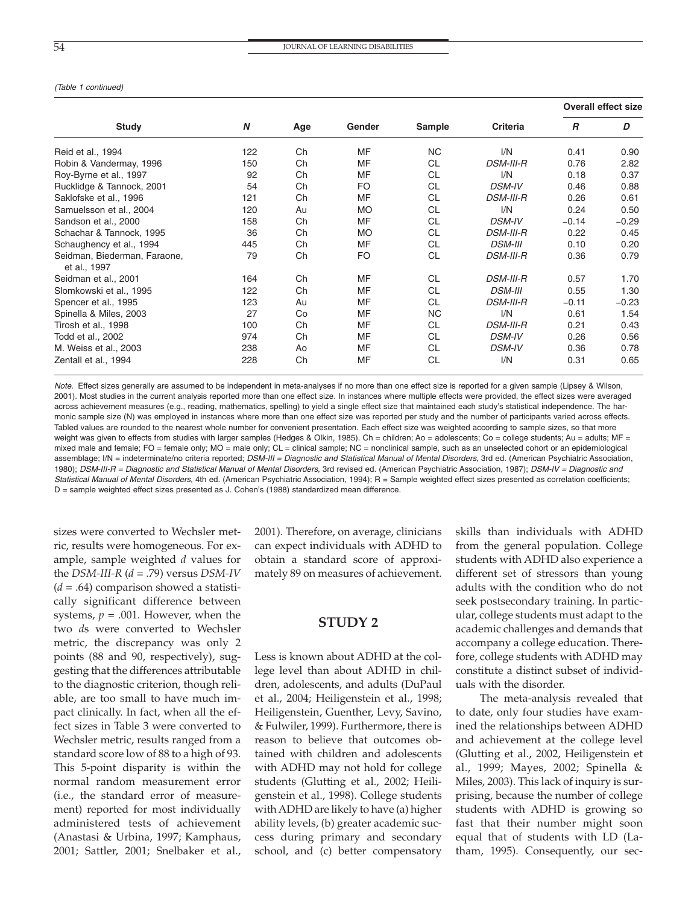*(Table 1 continued)*

| Study | N | Age | Gender | Sample | Criteria | Overall effect size | |
|---|---|---|---|---|---|---|---|
| | | | | | | R | D |
| Reid et al., 1994 | 122 | Ch | MF | NC | I/N | 0.41 | 0.90 |
| Robin & Vandermay, 1996 | 150 | Ch | MF | CL | *DSM-III-R* | 0.76 | 2.82 |
| Roy-Byrne et al., 1997 | 92 | Ch | MF | CL | I/N | 0.18 | 0.37 |
| Rucklidge & Tannock, 2001 | 54 | Ch | FO | CL | *DSM-IV* | 0.46 | 0.88 |
| Saklofske et al., 1996 | 121 | Ch | MF | CL | *DSM-III-R* | 0.26 | 0.61 |
| Samuelsson et al., 2004 | 120 | Au | MO | CL | I/N | 0.24 | 0.50 |
| Sandson et al., 2000 | 158 | Ch | MF | CL | *DSM-IV* | −0.14 | −0.29 |
| Schachar & Tannock, 1995 | 36 | Ch | MO | CL | *DSM-III-R* | 0.22 | 0.45 |
| Schaughency et al., 1994 | 445 | Ch | MF | CL | *DSM-III* | 0.10 | 0.20 |
| Seidman, Biederman, Faraone, et al., 1997 | 79 | Ch | FO | CL | *DSM-III-R* | 0.36 | 0.79 |
| Seidman et al., 2001 | 164 | Ch | MF | CL | *DSM-III-R* | 0.57 | 1.70 |
| Slomkowski et al., 1995 | 122 | Ch | MF | CL | *DSM-III* | 0.55 | 1.30 |
| Spencer et al., 1995 | 123 | Au | MF | CL | *DSM-III-R* | −0.11 | −0.23 |
| Spinella & Miles, 2003 | 27 | Co | MF | NC | I/N | 0.61 | 1.54 |
| Tirosh et al., 1998 | 100 | Ch | MF | CL | *DSM-III-R* | 0.21 | 0.43 |
| Todd et al., 2002 | 974 | Ch | MF | CL | *DSM-IV* | 0.26 | 0.56 |
| M. Weiss et al., 2003 | 238 | Ao | MF | CL | *DSM-IV* | 0.36 | 0.78 |
| Zentall et al., 1994 | 228 | Ch | MF | CL | I/N | 0.31 | 0.65 |

*Note.* Effect sizes generally are assumed to be independent in meta-analyses if no more than one effect size is reported for a given sample (Lipsey & Wilson, 2001). Most studies in the current analysis reported more than one effect size. In instances where multiple effects were provided, the effect sizes were averaged across achievement measures (e.g., reading, mathematics, spelling) to yield a single effect size that maintained each study's statistical independence. The harmonic sample size (N) was employed in instances where more than one effect size was reported per study and the number of participants varied across effects. Tabled values are rounded to the nearest whole number for convenient presentation. Each effect size was weighted according to sample sizes, so that more weight was given to effects from studies with larger samples (Hedges & Olkin, 1985). Ch = children; Ao = adolescents; Co = college students; Au = adults; MF = mixed male and female; FO = female only; MO = male only; CL = clinical sample; NC = nonclinical sample, such as an unselected cohort or an epidemiological assemblage; I/N = indeterminate/no criteria reported; *DSM-III = Diagnostic and Statistical Manual of Mental Disorders,* 3rd ed. (American Psychiatric Association, 1980); *DSM-III-R = Diagnostic and Statistical Manual of Mental Disorders,* 3rd revised ed. (American Psychiatric Association, 1987); *DSM-IV = Diagnostic and Statistical Manual of Mental Disorders,* 4th ed. (American Psychiatric Association, 1994); R = Sample weighted effect sizes presented as correlation coefficients; D = sample weighted effect sizes presented as J. Cohen's (1988) standardized mean difference.

sizes were converted to Wechsler metric, results were homogeneous. For example, sample weighted *d* values for the *DSM-III-R* ($d = .79$) versus *DSM-IV* ($d = .64$) comparison showed a statistically significant difference between systems, $p = .001$. However, when the two *d*s were converted to Wechsler metric, the discrepancy was only 2 points (88 and 90, respectively), suggesting that the differences attributable to the diagnostic criterion, though reliable, are too small to have much impact clinically. In fact, when all the effect sizes in Table 3 were converted to Wechsler metric, results ranged from a standard score low of 88 to a high of 93. This 5-point disparity is within the normal random measurement error (i.e., the standard error of measurement) reported for most individually administered tests of achievement (Anastasi & Urbina, 1997; Kamphaus, 2001; Sattler, 2001; Snelbaker et al., 2001). Therefore, on average, clinicians can expect individuals with ADHD to obtain a standard score of approximately 89 on measures of achievement.

## STUDY 2

Less is known about ADHD at the college level than about ADHD in children, adolescents, and adults (DuPaul et al., 2004; Heiligenstein et al., 1998; Heiligenstein, Guenther, Levy, Savino, & Fulwiler, 1999). Furthermore, there is reason to believe that outcomes obtained with children and adolescents with ADHD may not hold for college students (Glutting et al., 2002; Heiligenstein et al., 1998). College students with ADHD are likely to have (a) higher ability levels, (b) greater academic success during primary and secondary school, and (c) better compensatory skills than individuals with ADHD from the general population. College students with ADHD also experience a different set of stressors than young adults with the condition who do not seek postsecondary training. In particular, college students must adapt to the academic challenges and demands that accompany a college education. Therefore, college students with ADHD may constitute a distinct subset of individuals with the disorder.

The meta-analysis revealed that to date, only four studies have examined the relationships between ADHD and achievement at the college level (Glutting et al., 2002, Heiligenstein et al., 1999; Mayes, 2002; Spinella & Miles, 2003). This lack of inquiry is surprising, because the number of college students with ADHD is growing so fast that their number might soon equal that of students with LD (Latham, 1995). Consequently, our sec-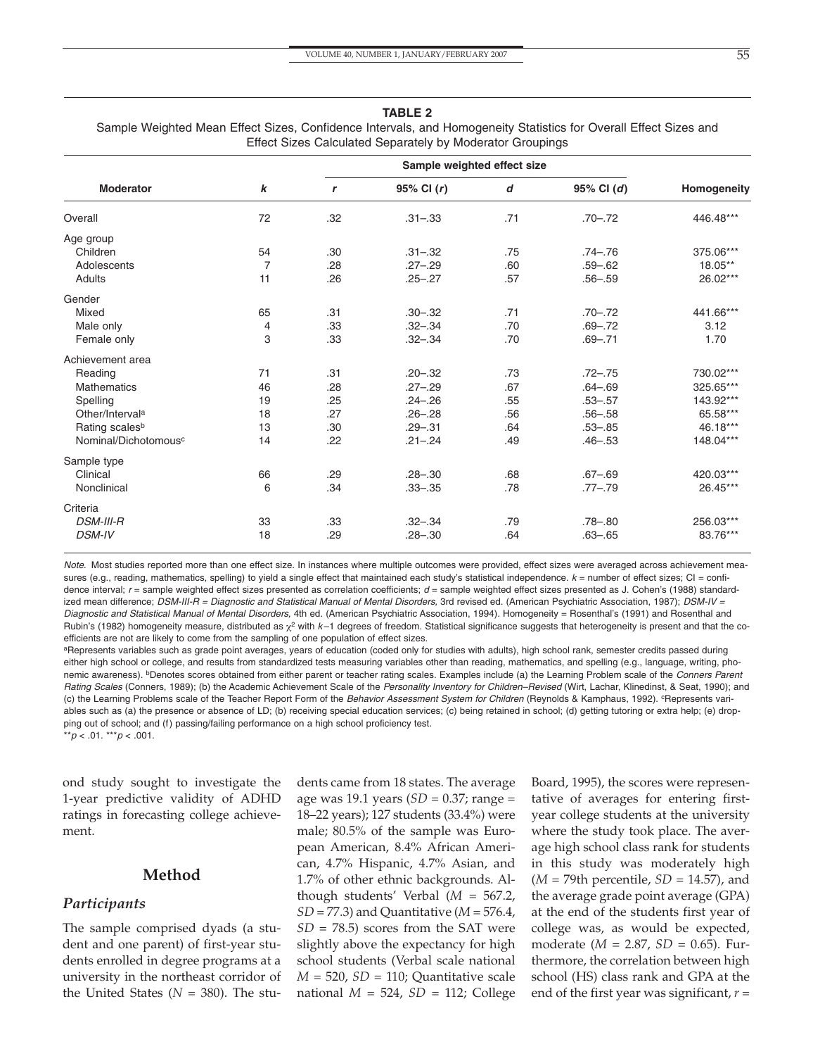**TABLE 2**

Sample Weighted Mean Effect Sizes, Confidence Intervals, and Homogeneity Statistics for Overall Effect Sizes and Effect Sizes Calculated Separately by Moderator Groupings

| Moderator | *k* | Sample weighted effect size | | | | Homogeneity |
|---|---|---|---|---|---|---|
| | | *r* | 95% CI (*r*) | *d* | 95% CI (*d*) | |
| Overall | 72 | .32 | .31–.33 | .71 | .70–.72 | 446.48*** |
| Age group | | | | | | |
| Children | 54 | .30 | .31–.32 | .75 | .74–.76 | 375.06*** |
| Adolescents | 7 | .28 | .27–.29 | .60 | .59–.62 | 18.05** |
| Adults | 11 | .26 | .25–.27 | .57 | .56–.59 | 26.02*** |
| Gender | | | | | | |
| Mixed | 65 | .31 | .30–.32 | .71 | .70–.72 | 441.66*** |
| Male only | 4 | .33 | .32–.34 | .70 | .69–.72 | 3.12 |
| Female only | 3 | .33 | .32–.34 | .70 | .69–.71 | 1.70 |
| Achievement area | | | | | | |
| Reading | 71 | .31 | .20–.32 | .73 | .72–.75 | 730.02*** |
| Mathematics | 46 | .28 | .27–.29 | .67 | .64–.69 | 325.65*** |
| Spelling | 19 | .25 | .24–.26 | .55 | .53–.57 | 143.92*** |
| Other/Interval[a] | 18 | .27 | .26–.28 | .56 | .56–.58 | 65.58*** |
| Rating scales[b] | 13 | .30 | .29–.31 | .64 | .53–.85 | 46.18*** |
| Nominal/Dichotomous[c] | 14 | .22 | .21–.24 | .49 | .46–.53 | 148.04*** |
| Sample type | | | | | | |
| Clinical | 66 | .29 | .28–.30 | .68 | .67–.69 | 420.03*** |
| Nonclinical | 6 | .34 | .33–.35 | .78 | .77–.79 | 26.45*** |
| Criteria | | | | | | |
| *DSM-III-R* | 33 | .33 | .32–.34 | .79 | .78–.80 | 256.03*** |
| *DSM-IV* | 18 | .29 | .28–.30 | .64 | .63–.65 | 83.76*** |

*Note.* Most studies reported more than one effect size. In instances where multiple outcomes were provided, effect sizes were averaged across achievement measures (e.g., reading, mathematics, spelling) to yield a single effect that maintained each study's statistical independence. *k* = number of effect sizes; CI = confidence interval; *r* = sample weighted effect sizes presented as correlation coefficients; *d* = sample weighted effect sizes presented as J. Cohen's (1988) standardized mean difference; *DSM-III-R = Diagnostic and Statistical Manual of Mental Disorders,* 3rd revised ed. (American Psychiatric Association, 1987); *DSM-IV = Diagnostic and Statistical Manual of Mental Disorders,* 4th ed. (American Psychiatric Association, 1994). Homogeneity = Rosenthal's (1991) and Rosenthal and Rubin's (1982) homogeneity measure, distributed as $\chi^2$ with $k-1$ degrees of freedom. Statistical significance suggests that heterogeneity is present and that the coefficients are not are likely to come from the sampling of one population of effect sizes.

[a]Represents variables such as grade point averages, years of education (coded only for studies with adults), high school rank, semester credits passed during either high school or college, and results from standardized tests measuring variables other than reading, mathematics, and spelling (e.g., language, writing, phonemic awareness). [b]Denotes scores obtained from either parent or teacher rating scales. Examples include (a) the Learning Problem scale of the *Conners Parent Rating Scales* (Conners, 1989); (b) the Academic Achievement Scale of the *Personality Inventory for Children–Revised* (Wirt, Lachar, Klinedinst, & Seat, 1990); and (c) the Learning Problems scale of the Teacher Report Form of the *Behavior Assessment System for Children* (Reynolds & Kamphaus, 1992). [c]Represents variables such as (a) the presence or absence of LD; (b) receiving special education services; (c) being retained in school; (d) getting tutoring or extra help; (e) dropping out of school; and (f) passing/failing performance on a high school proficiency test.

$^{**}p < .01$. $^{***}p < .001$.

ond study sought to investigate the 1-year predictive validity of ADHD ratings in forecasting college achievement.

## Method

### Participants

The sample comprised dyads (a student and one parent) of first-year students enrolled in degree programs at a university in the northeast corridor of the United States ($N$ = 380). The students came from 18 states. The average age was 19.1 years ($SD$ = 0.37; range = 18–22 years); 127 students (33.4%) were male; 80.5% of the sample was European American, 8.4% African American, 4.7% Hispanic, 4.7% Asian, and 1.7% of other ethnic backgrounds. Although students' Verbal ($M$ = 567.2, $SD$ = 77.3) and Quantitative ($M$ = 576.4, $SD$ = 78.5) scores from the SAT were slightly above the expectancy for high school students (Verbal scale national $M$ = 520, $SD$ = 110; Quantitative scale national $M$ = 524, $SD$ = 112; College Board, 1995), the scores were representative of averages for entering first-year college students at the university where the study took place. The average high school class rank for students in this study was moderately high ($M$ = 79th percentile, $SD$ = 14.57), and the average grade point average (GPA) at the end of the students first year of college was, as would be expected, moderate ($M$ = 2.87, $SD$ = 0.65). Furthermore, the correlation between high school (HS) class rank and GPA at the end of the first year was significant, $r$ =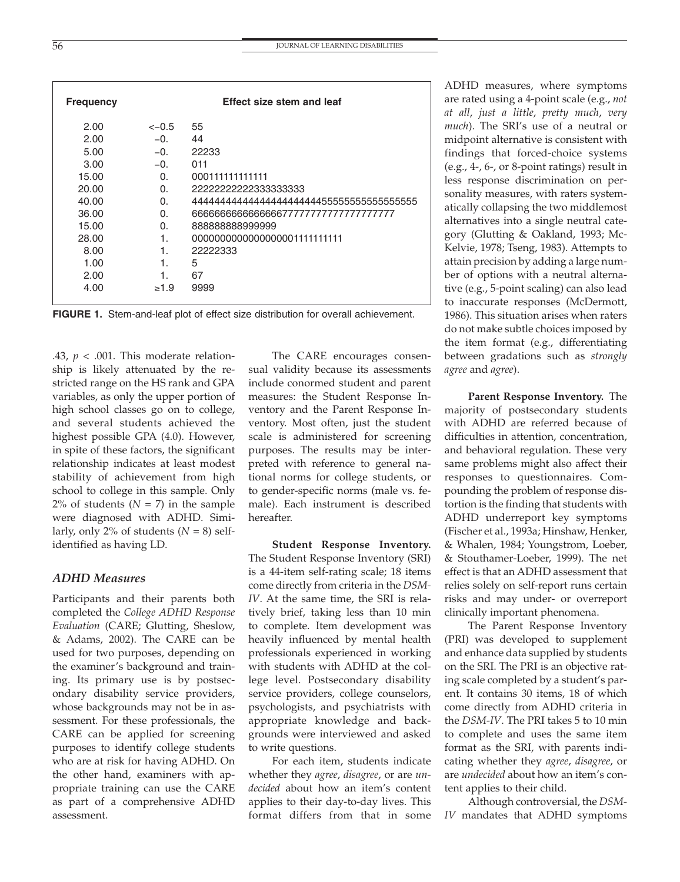Frequency Effect size stem and leaf

```
 2.00   <−0.5  55
 2.00   −0.    44
 5.00   −0.    22233
 3.00   −0.    011
15.00   0.     000111111111111
20.00   0.     22222222222333333333
40.00   0.     4444444444444444444444555555555555555555
36.00   0.     666666666666666677777777777777777777
15.00   0.     888888888999999
28.00   1.     0000000000000000001111111111
 8.00   1.     22222333
 1.00   1.     5
 2.00   1.     67
 4.00   ≥1.9   9999
```

**FIGURE 1.** Stem-and-leaf plot of effect size distribution for overall achievement.

.43, $p < .001$. This moderate relationship is likely attenuated by the restricted range on the HS rank and GPA variables, as only the upper portion of high school classes go on to college, and several students achieved the highest possible GPA (4.0). However, in spite of these factors, the significant relationship indicates at least modest stability of achievement from high school to college in this sample. Only 2% of students ($N = 7$) in the sample were diagnosed with ADHD. Similarly, only 2% of students ($N = 8$) self-identified as having LD.

### *ADHD Measures*

Participants and their parents both completed the *College ADHD Response Evaluation* (CARE; Glutting, Sheslow, & Adams, 2002). The CARE can be used for two purposes, depending on the examiner's background and training. Its primary use is by postsecondary disability service providers, whose backgrounds may not be in assessment. For these professionals, the CARE can be applied for screening purposes to identify college students who are at risk for having ADHD. On the other hand, examiners with appropriate training can use the CARE as part of a comprehensive ADHD assessment.

The CARE encourages consensual validity because its assessments include conormed student and parent measures: the Student Response Inventory and the Parent Response Inventory. Most often, just the student scale is administered for screening purposes. The results may be interpreted with reference to general national norms for college students, or to gender-specific norms (male vs. female). Each instrument is described hereafter.

**Student Response Inventory.** The Student Response Inventory (SRI) is a 44-item self-rating scale; 18 items come directly from criteria in the *DSM-IV*. At the same time, the SRI is relatively brief, taking less than 10 min to complete. Item development was heavily influenced by mental health professionals experienced in working with students with ADHD at the college level. Postsecondary disability service providers, college counselors, psychologists, and psychiatrists with appropriate knowledge and backgrounds were interviewed and asked to write questions.

For each item, students indicate whether they *agree*, *disagree*, or are *undecided* about how an item's content applies to their day-to-day lives. This format differs from that in some ADHD measures, where symptoms are rated using a 4-point scale (e.g., *not at all*, *just a little*, *pretty much*, *very much*). The SRI's use of a neutral or midpoint alternative is consistent with findings that forced-choice systems (e.g., 4-, 6-, or 8-point ratings) result in less response discrimination on personality measures, with raters systematically collapsing the two middlemost alternatives into a single neutral category (Glutting & Oakland, 1993; McKelvie, 1978; Tseng, 1983). Attempts to attain precision by adding a large number of options with a neutral alternative (e.g., 5-point scaling) can also lead to inaccurate responses (McDermott, 1986). This situation arises when raters do not make subtle choices imposed by the item format (e.g., differentiating between gradations such as *strongly agree* and *agree*).

**Parent Response Inventory.** The majority of postsecondary students with ADHD are referred because of difficulties in attention, concentration, and behavioral regulation. These very same problems might also affect their responses to questionnaires. Compounding the problem of response distortion is the finding that students with ADHD underreport key symptoms (Fischer et al., 1993a; Hinshaw, Henker, & Whalen, 1984; Youngstrom, Loeber, & Stouthamer-Loeber, 1999). The net effect is that an ADHD assessment that relies solely on self-report runs certain risks and may under- or overreport clinically important phenomena.

The Parent Response Inventory (PRI) was developed to supplement and enhance data supplied by students on the SRI. The PRI is an objective rating scale completed by a student's parent. It contains 30 items, 18 of which come directly from ADHD criteria in the *DSM-IV*. The PRI takes 5 to 10 min to complete and uses the same item format as the SRI, with parents indicating whether they *agree*, *disagree*, or are *undecided* about how an item's content applies to their child.

Although controversial, the *DSM-IV* mandates that ADHD symptoms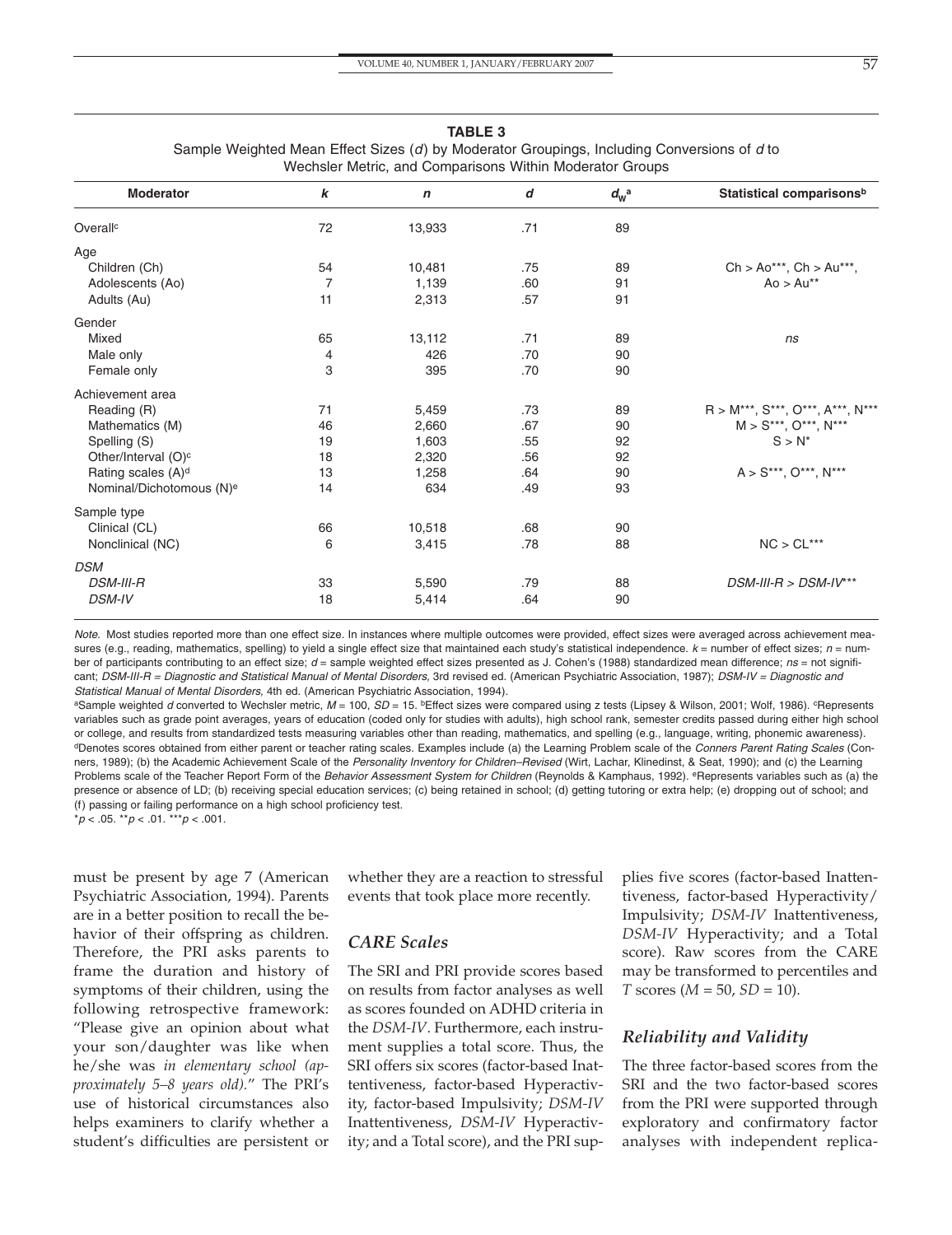**TABLE 3**
Sample Weighted Mean Effect Sizes ($d$) by Moderator Groupings, Including Conversions of $d$ to Wechsler Metric, and Comparisons Within Moderator Groups

| Moderator | $k$ | $n$ | $d$ | $d_W$[a] | Statistical comparisons[b] |
|---|---|---|---|---|---|
| Overall[c] | 72 | 13,933 | .71 | 89 | |
| Age | | | | | |
| Children (Ch) | 54 | 10,481 | .75 | 89 | Ch > Ao***, Ch > Au***, |
| Adolescents (Ao) | 7 | 1,139 | .60 | 91 | Ao > Au** |
| Adults (Au) | 11 | 2,313 | .57 | 91 | |
| Gender | | | | | |
| Mixed | 65 | 13,112 | .71 | 89 | *ns* |
| Male only | 4 | 426 | .70 | 90 | |
| Female only | 3 | 395 | .70 | 90 | |
| Achievement area | | | | | |
| Reading (R) | 71 | 5,459 | .73 | 89 | R > M***, S***, O***, A***, N*** |
| Mathematics (M) | 46 | 2,660 | .67 | 90 | M > S***, O***, N*** |
| Spelling (S) | 19 | 1,603 | .55 | 92 | S > N* |
| Other/Interval (O)[c] | 18 | 2,320 | .56 | 92 | |
| Rating scales (A)[d] | 13 | 1,258 | .64 | 90 | A > S***, O***, N*** |
| Nominal/Dichotomous (N)[e] | 14 | 634 | .49 | 93 | |
| Sample type | | | | | |
| Clinical (CL) | 66 | 10,518 | .68 | 90 | |
| Nonclinical (NC) | 6 | 3,415 | .78 | 88 | NC > CL*** |
| *DSM* | | | | | |
| *DSM-III-R* | 33 | 5,590 | .79 | 88 | *DSM-III-R* > *DSM-IV**** |
| *DSM-IV* | 18 | 5,414 | .64 | 90 | |

*Note.* Most studies reported more than one effect size. In instances where multiple outcomes were provided, effect sizes were averaged across achievement measures (e.g., reading, mathematics, spelling) to yield a single effect size that maintained each study's statistical independence. $k$ = number of effect sizes; $n$ = number of participants contributing to an effect size; $d$ = sample weighted effect sizes presented as J. Cohen's (1988) standardized mean difference; *ns* = not significant; *DSM-III-R* = *Diagnostic and Statistical Manual of Mental Disorders,* 3rd revised ed. (American Psychiatric Association, 1987); *DSM-IV* = *Diagnostic and Statistical Manual of Mental Disorders,* 4th ed. (American Psychiatric Association, 1994).

[a]Sample weighted $d$ converted to Wechsler metric, $M = 100$, $SD = 15$. [b]Effect sizes were compared using z tests (Lipsey & Wilson, 2001; Wolf, 1986). [c]Represents variables such as grade point averages, years of education (coded only for studies with adults), high school rank, semester credits passed during either high school or college, and results from standardized tests measuring variables other than reading, mathematics, and spelling (e.g., language, writing, phonemic awareness). [d]Denotes scores obtained from either parent or teacher rating scales. Examples include (a) the Learning Problem scale of the *Conners Parent Rating Scales* (Conners, 1989); (b) the Academic Achievement Scale of the *Personality Inventory for Children–Revised* (Wirt, Lachar, Klinedinst, & Seat, 1990); and (c) the Learning Problems scale of the Teacher Report Form of the *Behavior Assessment System for Children* (Reynolds & Kamphaus, 1992). [e]Represents variables such as (a) the presence or absence of LD; (b) receiving special education services; (c) being retained in school; (d) getting tutoring or extra help; (e) dropping out of school; and (f) passing or failing performance on a high school proficiency test.

*$p < .05$. **$p < .01$. ***$p < .001$.

must be present by age 7 (American Psychiatric Association, 1994). Parents are in a better position to recall the behavior of their offspring as children. Therefore, the PRI asks parents to frame the duration and history of symptoms of their children, using the following retrospective framework: "Please give an opinion about what your son/daughter was like when he/she was *in elementary school (approximately 5–8 years old)*." The PRI's use of historical circumstances also helps examiners to clarify whether a student's difficulties are persistent or whether they are a reaction to stressful events that took place more recently.

### CARE Scales

The SRI and PRI provide scores based on results from factor analyses as well as scores founded on ADHD criteria in the *DSM-IV*. Furthermore, each instrument supplies a total score. Thus, the SRI offers six scores (factor-based Inattentiveness, factor-based Hyperactivity, factor-based Impulsivity; *DSM-IV* Inattentiveness, *DSM-IV* Hyperactivity; and a Total score), and the PRI supplies five scores (factor-based Inattentiveness, factor-based Hyperactivity/Impulsivity; *DSM-IV* Inattentiveness, *DSM-IV* Hyperactivity; and a Total score). Raw scores from the CARE may be transformed to percentiles and $T$ scores ($M = 50$, $SD = 10$).

### Reliability and Validity

The three factor-based scores from the SRI and the two factor-based scores from the PRI were supported through exploratory and confirmatory factor analyses with independent replica-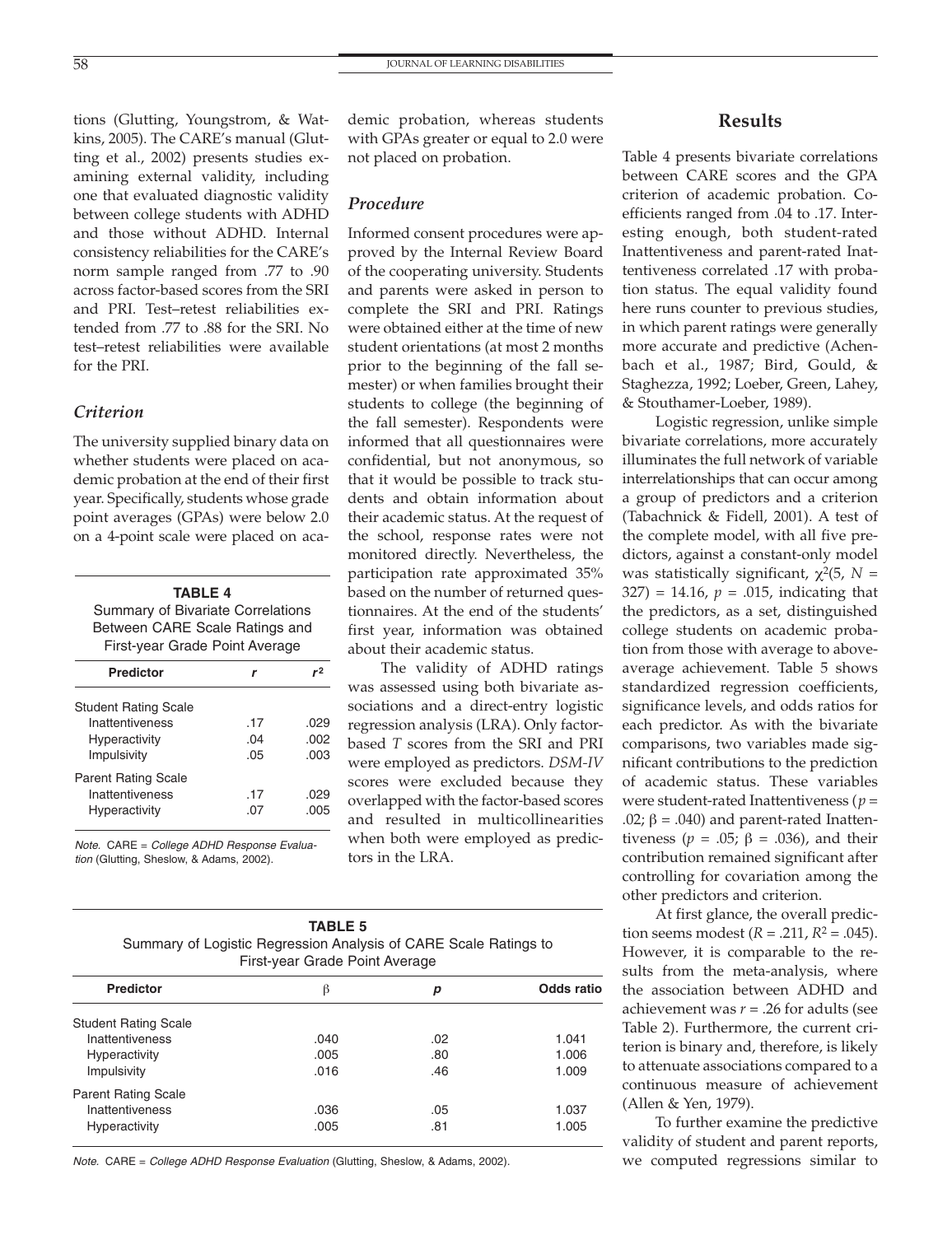tions (Glutting, Youngstrom, & Watkins, 2005). The CARE's manual (Glutting et al., 2002) presents studies examining external validity, including one that evaluated diagnostic validity between college students with ADHD and those without ADHD. Internal consistency reliabilities for the CARE's norm sample ranged from .77 to .90 across factor-based scores from the SRI and PRI. Test–retest reliabilities extended from .77 to .88 for the SRI. No test–retest reliabilities were available for the PRI.

### *Criterion*

The university supplied binary data on whether students were placed on academic probation at the end of their first year. Specifically, students whose grade point averages (GPAs) were below 2.0 on a 4-point scale were placed on academic probation, whereas students with GPAs greater or equal to 2.0 were not placed on probation.

**TABLE 4**
Summary of Bivariate Correlations Between CARE Scale Ratings and First-year Grade Point Average

| Predictor | $r$ | $r^2$ |
|---|---|---|
| Student Rating Scale | | |
| Inattentiveness | .17 | .029 |
| Hyperactivity | .04 | .002 |
| Impulsivity | .05 | .003 |
| Parent Rating Scale | | |
| Inattentiveness | .17 | .029 |
| Hyperactivity | .07 | .005 |

*Note.* CARE = *College ADHD Response Evaluation* (Glutting, Sheslow, & Adams, 2002).

### *Procedure*

Informed consent procedures were approved by the Internal Review Board of the cooperating university. Students and parents were asked in person to complete the SRI and PRI. Ratings were obtained either at the time of new student orientations (at most 2 months prior to the beginning of the fall semester) or when families brought their students to college (the beginning of the fall semester). Respondents were informed that all questionnaires were confidential, but not anonymous, so that it would be possible to track students and obtain information about their academic status. At the request of the school, response rates were not monitored directly. Nevertheless, the participation rate approximated 35% based on the number of returned questionnaires. At the end of the students' first year, information was obtained about their academic status.

The validity of ADHD ratings was assessed using both bivariate associations and a direct-entry logistic regression analysis (LRA). Only factor-based *T* scores from the SRI and PRI were employed as predictors. *DSM-IV* scores were excluded because they overlapped with the factor-based scores and resulted in multicollinearities when both were employed as predictors in the LRA.

## Results

Table 4 presents bivariate correlations between CARE scores and the GPA criterion of academic probation. Coefficients ranged from .04 to .17. Interesting enough, both student-rated Inattentiveness and parent-rated Inattentiveness correlated .17 with probation status. The equal validity found here runs counter to previous studies, in which parent ratings were generally more accurate and predictive (Achenbach et al., 1987; Bird, Gould, & Staghezza, 1992; Loeber, Green, Lahey, & Stouthamer-Loeber, 1989).

Logistic regression, unlike simple bivariate correlations, more accurately illuminates the full network of variable interrelationships that can occur among a group of predictors and a criterion (Tabachnick & Fidell, 2001). A test of the complete model, with all five predictors, against a constant-only model was statistically significant, $\chi^2(5, N = 327) = 14.16$, $p = .015$, indicating that the predictors, as a set, distinguished college students on academic probation from those with average to above-average achievement. Table 5 shows standardized regression coefficients, significance levels, and odds ratios for each predictor. As with the bivariate comparisons, two variables made significant contributions to the prediction of academic status. These variables were student-rated Inattentiveness ($p = .02$; $\beta = .040$) and parent-rated Inattentiveness ($p = .05$; $\beta = .036$), and their contribution remained significant after controlling for covariation among the other predictors and criterion.

At first glance, the overall prediction seems modest ($R = .211$, $R^2 = .045$). However, it is comparable to the results from the meta-analysis, where the association between ADHD and achievement was $r = .26$ for adults (see Table 2). Furthermore, the current criterion is binary and, therefore, is likely to attenuate associations compared to a continuous measure of achievement (Allen & Yen, 1979).

To further examine the predictive validity of student and parent reports, we computed regressions similar to

**TABLE 5**
Summary of Logistic Regression Analysis of CARE Scale Ratings to First-year Grade Point Average

| Predictor | β | $p$ | Odds ratio |
|---|---|---|---|
| Student Rating Scale | | | |
| Inattentiveness | .040 | .02 | 1.041 |
| Hyperactivity | .005 | .80 | 1.006 |
| Impulsivity | .016 | .46 | 1.009 |
| Parent Rating Scale | | | |
| Inattentiveness | .036 | .05 | 1.037 |
| Hyperactivity | .005 | .81 | 1.005 |

*Note.* CARE = *College ADHD Response Evaluation* (Glutting, Sheslow, & Adams, 2002).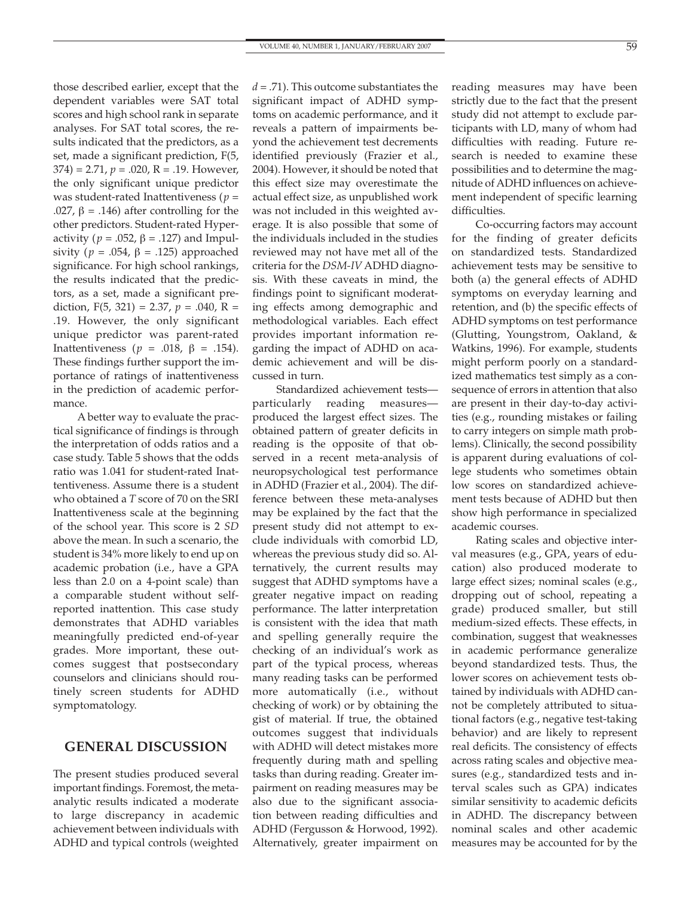those described earlier, except that the dependent variables were SAT total scores and high school rank in separate analyses. For SAT total scores, the results indicated that the predictors, as a set, made a significant prediction, $F(5, 374) = 2.71$, $p = .020$, $R = .19$. However, the only significant unique predictor was student-rated Inattentiveness ($p = .027$, $\beta = .146$) after controlling for the other predictors. Student-rated Hyperactivity ($p = .052$, $\beta = .127$) and Impulsivity ($p = .054$, $\beta = .125$) approached significance. For high school rankings, the results indicated that the predictors, as a set, made a significant prediction, $F(5, 321) = 2.37$, $p = .040$, $R = .19$. However, the only significant unique predictor was parent-rated Inattentiveness ($p = .018$, $\beta = .154$). These findings further support the importance of ratings of inattentiveness in the prediction of academic performance.

A better way to evaluate the practical significance of findings is through the interpretation of odds ratios and a case study. Table 5 shows that the odds ratio was 1.041 for student-rated Inattentiveness. Assume there is a student who obtained a *T* score of 70 on the SRI Inattentiveness scale at the beginning of the school year. This score is 2 *SD* above the mean. In such a scenario, the student is 34% more likely to end up on academic probation (i.e., have a GPA less than 2.0 on a 4-point scale) than a comparable student without self-reported inattention. This case study demonstrates that ADHD variables meaningfully predicted end-of-year grades. More important, these outcomes suggest that postsecondary counselors and clinicians should routinely screen students for ADHD symptomatology.

## GENERAL DISCUSSION

The present studies produced several important findings. Foremost, the meta-analytic results indicated a moderate to large discrepancy in academic achievement between individuals with ADHD and typical controls (weighted $d = .71$). This outcome substantiates the significant impact of ADHD symptoms on academic performance, and it reveals a pattern of impairments beyond the achievement test decrements identified previously (Frazier et al., 2004). However, it should be noted that this effect size may overestimate the actual effect size, as unpublished work was not included in this weighted average. It is also possible that some of the individuals included in the studies reviewed may not have met all of the criteria for the *DSM-IV* ADHD diagnosis. With these caveats in mind, the findings point to significant moderating effects among demographic and methodological variables. Each effect provides important information regarding the impact of ADHD on academic achievement and will be discussed in turn.

Standardized achievement tests—particularly reading measures—produced the largest effect sizes. The obtained pattern of greater deficits in reading is the opposite of that observed in a recent meta-analysis of neuropsychological test performance in ADHD (Frazier et al., 2004). The difference between these meta-analyses may be explained by the fact that the present study did not attempt to exclude individuals with comorbid LD, whereas the previous study did so. Alternatively, the current results may suggest that ADHD symptoms have a greater negative impact on reading performance. The latter interpretation is consistent with the idea that math and spelling generally require the checking of an individual's work as part of the typical process, whereas many reading tasks can be performed more automatically (i.e., without checking of work) or by obtaining the gist of material. If true, the obtained outcomes suggest that individuals with ADHD will detect mistakes more frequently during math and spelling tasks than during reading. Greater impairment on reading measures may be also due to the significant association between reading difficulties and ADHD (Fergusson & Horwood, 1992). Alternatively, greater impairment on reading measures may have been strictly due to the fact that the present study did not attempt to exclude participants with LD, many of whom had difficulties with reading. Future research is needed to examine these possibilities and to determine the magnitude of ADHD influences on achievement independent of specific learning difficulties.

Co-occurring factors may account for the finding of greater deficits on standardized tests. Standardized achievement tests may be sensitive to both (a) the general effects of ADHD symptoms on everyday learning and retention, and (b) the specific effects of ADHD symptoms on test performance (Glutting, Youngstrom, Oakland, & Watkins, 1996). For example, students might perform poorly on a standardized mathematics test simply as a consequence of errors in attention that also are present in their day-to-day activities (e.g., rounding mistakes or failing to carry integers on simple math problems). Clinically, the second possibility is apparent during evaluations of college students who sometimes obtain low scores on standardized achievement tests because of ADHD but then show high performance in specialized academic courses.

Rating scales and objective interval measures (e.g., GPA, years of education) also produced moderate to large effect sizes; nominal scales (e.g., dropping out of school, repeating a grade) produced smaller, but still medium-sized effects. These effects, in combination, suggest that weaknesses in academic performance generalize beyond standardized tests. Thus, the lower scores on achievement tests obtained by individuals with ADHD cannot be completely attributed to situational factors (e.g., negative test-taking behavior) and are likely to represent real deficits. The consistency of effects across rating scales and objective measures (e.g., standardized tests and interval scales such as GPA) indicates similar sensitivity to academic deficits in ADHD. The discrepancy between nominal scales and other academic measures may be accounted for by the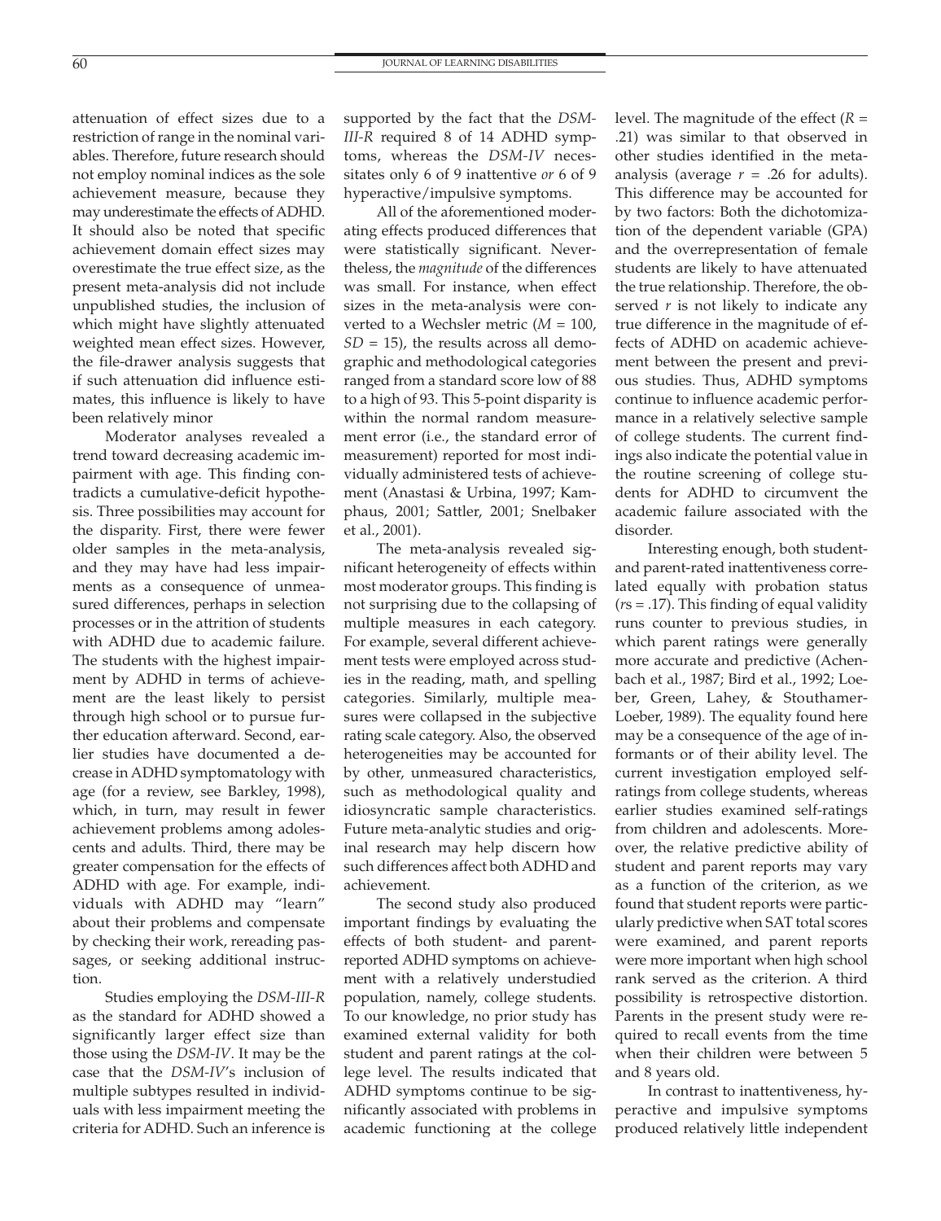attenuation of effect sizes due to a restriction of range in the nominal variables. Therefore, future research should not employ nominal indices as the sole achievement measure, because they may underestimate the effects of ADHD. It should also be noted that specific achievement domain effect sizes may overestimate the true effect size, as the present meta-analysis did not include unpublished studies, the inclusion of which might have slightly attenuated weighted mean effect sizes. However, the file-drawer analysis suggests that if such attenuation did influence estimates, this influence is likely to have been relatively minor

Moderator analyses revealed a trend toward decreasing academic impairment with age. This finding contradicts a cumulative-deficit hypothesis. Three possibilities may account for the disparity. First, there were fewer older samples in the meta-analysis, and they may have had less impairments as a consequence of unmeasured differences, perhaps in selection processes or in the attrition of students with ADHD due to academic failure. The students with the highest impairment by ADHD in terms of achievement are the least likely to persist through high school or to pursue further education afterward. Second, earlier studies have documented a decrease in ADHD symptomatology with age (for a review, see Barkley, 1998), which, in turn, may result in fewer achievement problems among adolescents and adults. Third, there may be greater compensation for the effects of ADHD with age. For example, individuals with ADHD may "learn" about their problems and compensate by checking their work, rereading passages, or seeking additional instruction.

Studies employing the *DSM-III-R* as the standard for ADHD showed a significantly larger effect size than those using the *DSM-IV*. It may be the case that the *DSM-IV*'s inclusion of multiple subtypes resulted in individuals with less impairment meeting the criteria for ADHD. Such an inference is supported by the fact that the *DSM-III-R* required 8 of 14 ADHD symptoms, whereas the *DSM-IV* necessitates only 6 of 9 inattentive *or* 6 of 9 hyperactive/impulsive symptoms.

All of the aforementioned moderating effects produced differences that were statistically significant. Nevertheless, the *magnitude* of the differences was small. For instance, when effect sizes in the meta-analysis were converted to a Wechsler metric ($M = 100$, $SD = 15$), the results across all demographic and methodological categories ranged from a standard score low of 88 to a high of 93. This 5-point disparity is within the normal random measurement error (i.e., the standard error of measurement) reported for most individually administered tests of achievement (Anastasi & Urbina, 1997; Kamphaus, 2001; Sattler, 2001; Snelbaker et al., 2001).

The meta-analysis revealed significant heterogeneity of effects within most moderator groups. This finding is not surprising due to the collapsing of multiple measures in each category. For example, several different achievement tests were employed across studies in the reading, math, and spelling categories. Similarly, multiple measures were collapsed in the subjective rating scale category. Also, the observed heterogeneities may be accounted for by other, unmeasured characteristics, such as methodological quality and idiosyncratic sample characteristics. Future meta-analytic studies and original research may help discern how such differences affect both ADHD and achievement.

The second study also produced important findings by evaluating the effects of both student- and parent-reported ADHD symptoms on achievement with a relatively understudied population, namely, college students. To our knowledge, no prior study has examined external validity for both student and parent ratings at the college level. The results indicated that ADHD symptoms continue to be significantly associated with problems in academic functioning at the college level. The magnitude of the effect ($R = .21$) was similar to that observed in other studies identified in the meta-analysis (average $r = .26$ for adults). This difference may be accounted for by two factors: Both the dichotomization of the dependent variable (GPA) and the overrepresentation of female students are likely to have attenuated the true relationship. Therefore, the observed $r$ is not likely to indicate any true difference in the magnitude of effects of ADHD on academic achievement between the present and previous studies. Thus, ADHD symptoms continue to influence academic performance in a relatively selective sample of college students. The current findings also indicate the potential value in the routine screening of college students for ADHD to circumvent the academic failure associated with the disorder.

Interesting enough, both student- and parent-rated inattentiveness correlated equally with probation status ($r$s = .17). This finding of equal validity runs counter to previous studies, in which parent ratings were generally more accurate and predictive (Achenbach et al., 1987; Bird et al., 1992; Loeber, Green, Lahey, & Stouthamer-Loeber, 1989). The equality found here may be a consequence of the age of informants or of their ability level. The current investigation employed self-ratings from college students, whereas earlier studies examined self-ratings from children and adolescents. Moreover, the relative predictive ability of student and parent reports may vary as a function of the criterion, as we found that student reports were particularly predictive when SAT total scores were examined, and parent reports were more important when high school rank served as the criterion. A third possibility is retrospective distortion. Parents in the present study were required to recall events from the time when their children were between 5 and 8 years old.

In contrast to inattentiveness, hyperactive and impulsive symptoms produced relatively little independent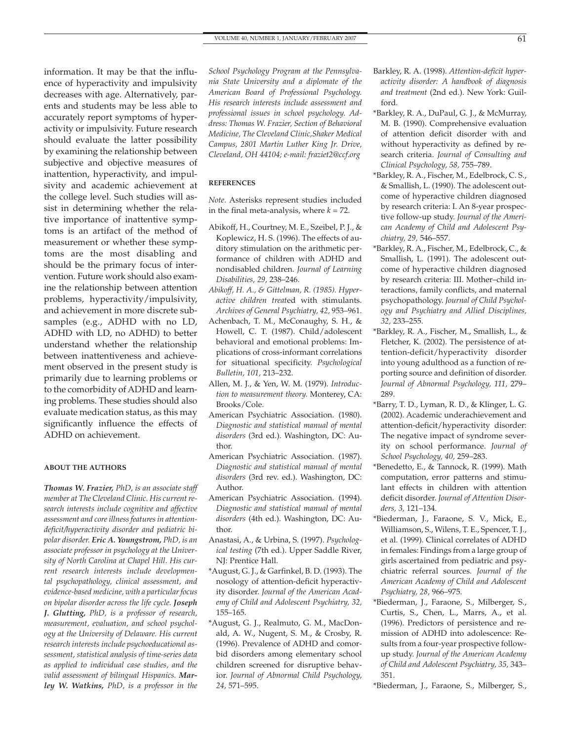information. It may be that the influence of hyperactivity and impulsivity decreases with age. Alternatively, parents and students may be less able to accurately report symptoms of hyperactivity or impulsivity. Future research should evaluate the latter possibility by examining the relationship between subjective and objective measures of inattention, hyperactivity, and impulsivity and academic achievement at the college level. Such studies will assist in determining whether the relative importance of inattentive symptoms is an artifact of the method of measurement or whether these symptoms are the most disabling and should be the primary focus of intervention. Future work should also examine the relationship between attention problems, hyperactivity/impulsivity, and achievement in more discrete subsamples (e.g., ADHD with no LD, ADHD with LD, no ADHD) to better understand whether the relationship between inattentiveness and achievement observed in the present study is primarily due to learning problems or to the comorbidity of ADHD and learning problems. These studies should also evaluate medication status, as this may significantly influence the effects of ADHD on achievement.

### ABOUT THE AUTHORS

***Thomas W. Frazier,*** *PhD, is an associate staff member at The Cleveland Clinic. His current research interests include cognitive and affective assessment and core illness features in attention-deficit/hyperactivity disorder and pediatric bipolar disorder.* ***Eric A. Youngstrom,*** *PhD, is an associate professor in psychology at the University of North Carolina at Chapel Hill. His current research interests include developmental psychopathology, clinical assessment, and evidence-based medicine, with a particular focus on bipolar disorder across the life cycle.* ***Joseph J. Glutting,*** *PhD, is a professor of research, measurement, evaluation, and school psychology at the University of Delaware. His current research interests include psychoeducational assessment, statistical analysis of time-series data as applied to individual case studies, and the valid assessment of bilingual Hispanics.* ***Marley W. Watkins,*** *PhD, is a professor in the School Psychology Program at the Pennsylvania State University and a diplomate of the American Board of Professional Psychology. His research interests include assessment and professional issues in school psychology. Address: Thomas W. Frazier, Section of Behavioral Medicine, The Cleveland Clinic, Shaker Medical Campus, 2801 Martin Luther King Jr. Drive, Cleveland, OH 44104; e-mail: fraziet2@ccf.org*

### REFERENCES

*Note*. Asterisks represent studies included in the final meta-analysis, where $k = 72$.

Abikoff, H., Courtney, M. E., Szeibel, P. J., & Koplewicz, H. S. (1996). The effects of auditory stimulation on the arithmetic performance of children with ADHD and nondisabled children. *Journal of Learning Disabilities, 29,* 238–246.

*Abikoff, H. A., & Gittelman, R. (1985). Hyperactive children treat*ed with stimulants. *Archives of General Psychiatry, 42,* 953–961.

Achenbach, T. M., McConaughy, S. H., & Howell, C. T. (1987). Child/adolescent behavioral and emotional problems: Implications of cross-informant correlations for situational specificity. *Psychological Bulletin, 101,* 213–232.

Allen, M. J., & Yen, W. M. (1979). *Introduction to measurement theory.* Monterey, CA: Brooks/Cole.

American Psychiatric Association. (1980). *Diagnostic and statistical manual of mental disorders* (3rd ed.). Washington, DC: Author.

American Psychiatric Association. (1987). *Diagnostic and statistical manual of mental disorders* (3rd rev. ed.). Washington, DC: Author.

American Psychiatric Association. (1994). *Diagnostic and statistical manual of mental disorders* (4th ed.). Washington, DC: Author.

Anastasi, A., & Urbina, S. (1997). *Psychological testing* (7th ed.). Upper Saddle River, NJ: Prentice Hall.

*August, G. J., & Garfinkel, B. D. (1993). The nosology of attention-deficit hyperactivity disorder. *Journal of the American Academy of Child and Adolescent Psychiatry, 32,* 155–165.

*August, G. J., Realmuto, G. M., MacDonald, A. W., Nugent, S. M., & Crosby, R. (1996). Prevalence of ADHD and comorbid disorders among elementary school children screened for disruptive behavior. *Journal of Abnormal Child Psychology, 24,* 571–595.

Barkley, R. A. (1998). *Attention-deficit hyperactivity disorder: A handbook of diagnosis and treatment* (2nd ed.). New York: Guilford.

*Barkley, R. A., DuPaul, G. J., & McMurray, M. B. (1990). Comprehensive evaluation of attention deficit disorder with and without hyperactivity as defined by research criteria. *Journal of Consulting and Clinical Psychology, 58,* 755–789.

*Barkley, R. A., Fischer, M., Edelbrock, C. S., & Smallish, L. (1990). The adolescent outcome of hyperactive children diagnosed by research criteria: I. An 8-year prospective follow-up study. *Journal of the American Academy of Child and Adolescent Psychiatry, 29,* 546–557.

*Barkley, R. A., Fischer, M., Edelbrock, C., & Smallish, L. (1991). The adolescent outcome of hyperactive children diagnosed by research criteria: III. Mother–child interactions, family conflicts, and maternal psychopathology. *Journal of Child Psychology and Psychiatry and Allied Disciplines, 32,* 233–255.

*Barkley, R. A., Fischer, M., Smallish, L., & Fletcher, K. (2002). The persistence of attention-deficit/hyperactivity disorder into young adulthood as a function of reporting source and definition of disorder. *Journal of Abnormal Psychology, 111,* 279–289.

*Barry, T. D., Lyman, R. D., & Klinger, L. G. (2002). Academic underachievement and attention-deficit/hyperactivity disorder: The negative impact of syndrome severity on school performance. *Journal of School Psychology, 40,* 259–283.

*Benedetto, E., & Tannock, R. (1999). Math computation, error patterns and stimulant effects in children with attention deficit disorder. *Journal of Attention Disorders, 3,* 121–134.

*Biederman, J., Faraone, S. V., Mick, E., Williamson, S., Wilens, T. E., Spencer, T. J., et al. (1999). Clinical correlates of ADHD in females: Findings from a large group of girls ascertained from pediatric and psychiatric referral sources. *Journal of the American Academy of Child and Adolescent Psychiatry, 28,* 966–975.

*Biederman, J., Faraone, S., Milberger, S., Curtis, S., Chen, L., Marrs, A., et al. (1996). Predictors of persistence and remission of ADHD into adolescence: Results from a four-year prospective follow-up study. *Journal of the American Academy of Child and Adolescent Psychiatry, 35,* 343–351.

*Biederman, J., Faraone, S., Milberger, S.,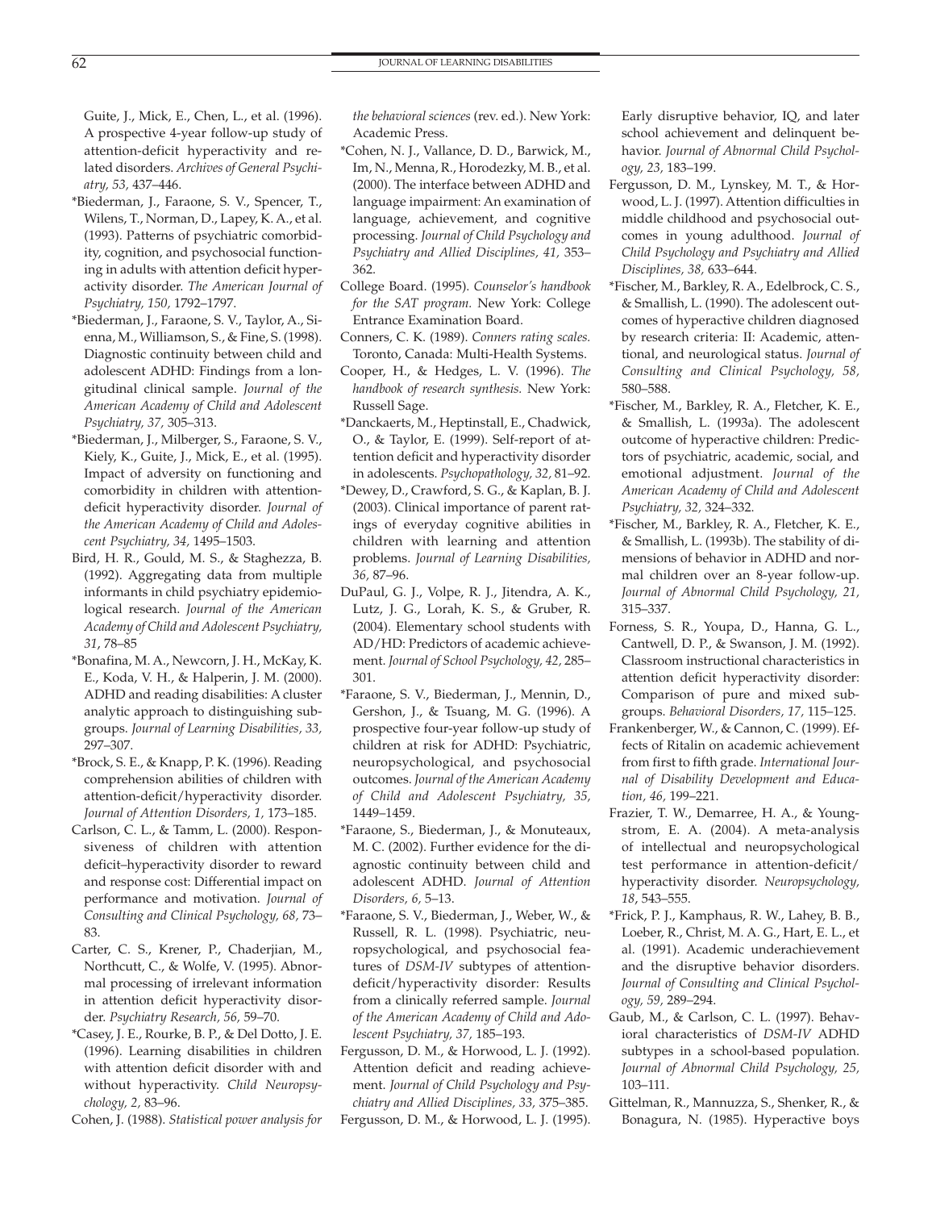Guite, J., Mick, E., Chen, L., et al. (1996). A prospective 4-year follow-up study of attention-deficit hyperactivity and related disorders. *Archives of General Psychiatry, 53,* 437–446.

*Biederman, J., Faraone, S. V., Spencer, T., Wilens, T., Norman, D., Lapey, K. A., et al. (1993). Patterns of psychiatric comorbidity, cognition, and psychosocial functioning in adults with attention deficit hyperactivity disorder. *The American Journal of Psychiatry, 150,* 1792–1797.

*Biederman, J., Faraone, S. V., Taylor, A., Sienna, M., Williamson, S., & Fine, S. (1998). Diagnostic continuity between child and adolescent ADHD: Findings from a longitudinal clinical sample. *Journal of the American Academy of Child and Adolescent Psychiatry, 37,* 305–313.

*Biederman, J., Milberger, S., Faraone, S. V., Kiely, K., Guite, J., Mick, E., et al. (1995). Impact of adversity on functioning and comorbidity in children with attention-deficit hyperactivity disorder. *Journal of the American Academy of Child and Adolescent Psychiatry, 34,* 1495–1503.

Bird, H. R., Gould, M. S., & Staghezza, B. (1992). Aggregating data from multiple informants in child psychiatry epidemiological research. *Journal of the American Academy of Child and Adolescent Psychiatry, 31*, 78–85

*Bonafina, M. A., Newcorn, J. H., McKay, K. E., Koda, V. H., & Halperin, J. M. (2000). ADHD and reading disabilities: A cluster analytic approach to distinguishing subgroups. *Journal of Learning Disabilities, 33,* 297–307.

*Brock, S. E., & Knapp, P. K. (1996). Reading comprehension abilities of children with attention-deficit/hyperactivity disorder. *Journal of Attention Disorders, 1,* 173–185.

Carlson, C. L., & Tamm, L. (2000). Responsiveness of children with attention deficit–hyperactivity disorder to reward and response cost: Differential impact on performance and motivation. *Journal of Consulting and Clinical Psychology, 68,* 73–83.

Carter, C. S., Krener, P., Chaderjian, M., Northcutt, C., & Wolfe, V. (1995). Abnormal processing of irrelevant information in attention deficit hyperactivity disorder. *Psychiatry Research, 56,* 59–70.

*Casey, J. E., Rourke, B. P., & Del Dotto, J. E. (1996). Learning disabilities in children with attention deficit disorder with and without hyperactivity. *Child Neuropsychology, 2,* 83–96.

Cohen, J. (1988). *Statistical power analysis for the behavioral sciences* (rev. ed.). New York: Academic Press.

*Cohen, N. J., Vallance, D. D., Barwick, M., Im, N., Menna, R., Horodezky, M. B., et al. (2000). The interface between ADHD and language impairment: An examination of language, achievement, and cognitive processing. *Journal of Child Psychology and Psychiatry and Allied Disciplines, 41,* 353–362.

College Board. (1995). *Counselor's handbook for the SAT program.* New York: College Entrance Examination Board.

Conners, C. K. (1989). *Conners rating scales.* Toronto, Canada: Multi-Health Systems.

Cooper, H., & Hedges, L. V. (1996). *The handbook of research synthesis.* New York: Russell Sage.

*Danckaerts, M., Heptinstall, E., Chadwick, O., & Taylor, E. (1999). Self-report of attention deficit and hyperactivity disorder in adolescents. *Psychopathology, 32,* 81–92.

*Dewey, D., Crawford, S. G., & Kaplan, B. J. (2003). Clinical importance of parent ratings of everyday cognitive abilities in children with learning and attention problems. *Journal of Learning Disabilities, 36,* 87–96.

DuPaul, G. J., Volpe, R. J., Jitendra, A. K., Lutz, J. G., Lorah, K. S., & Gruber, R. (2004). Elementary school students with AD/HD: Predictors of academic achievement. *Journal of School Psychology, 42,* 285–301.

*Faraone, S. V., Biederman, J., Mennin, D., Gershon, J., & Tsuang, M. G. (1996). A prospective four-year follow-up study of children at risk for ADHD: Psychiatric, neuropsychological, and psychosocial outcomes. *Journal of the American Academy of Child and Adolescent Psychiatry, 35,* 1449–1459.

*Faraone, S., Biederman, J., & Monuteaux, M. C. (2002). Further evidence for the diagnostic continuity between child and adolescent ADHD. *Journal of Attention Disorders, 6,* 5–13.

*Faraone, S. V., Biederman, J., Weber, W., & Russell, R. L. (1998). Psychiatric, neuropsychological, and psychosocial features of *DSM-IV* subtypes of attention-deficit/hyperactivity disorder: Results from a clinically referred sample. *Journal of the American Academy of Child and Adolescent Psychiatry, 37,* 185–193.

Fergusson, D. M., & Horwood, L. J. (1992). Attention deficit and reading achievement. *Journal of Child Psychology and Psychiatry and Allied Disciplines, 33,* 375–385.

Fergusson, D. M., & Horwood, L. J. (1995). Early disruptive behavior, IQ, and later school achievement and delinquent behavior. *Journal of Abnormal Child Psychology, 23,* 183–199.

Fergusson, D. M., Lynskey, M. T., & Horwood, L. J. (1997). Attention difficulties in middle childhood and psychosocial outcomes in young adulthood. *Journal of Child Psychology and Psychiatry and Allied Disciplines, 38,* 633–644.

*Fischer, M., Barkley, R. A., Edelbrock, C. S., & Smallish, L. (1990). The adolescent outcomes of hyperactive children diagnosed by research criteria: II: Academic, attentional, and neurological status. *Journal of Consulting and Clinical Psychology, 58,* 580–588.

*Fischer, M., Barkley, R. A., Fletcher, K. E., & Smallish, L. (1993a). The adolescent outcome of hyperactive children: Predictors of psychiatric, academic, social, and emotional adjustment. *Journal of the American Academy of Child and Adolescent Psychiatry, 32,* 324–332.

*Fischer, M., Barkley, R. A., Fletcher, K. E., & Smallish, L. (1993b). The stability of dimensions of behavior in ADHD and normal children over an 8-year follow-up. *Journal of Abnormal Child Psychology, 21,* 315–337.

Forness, S. R., Youpa, D., Hanna, G. L., Cantwell, D. P., & Swanson, J. M. (1992). Classroom instructional characteristics in attention deficit hyperactivity disorder: Comparison of pure and mixed subgroups. *Behavioral Disorders, 17,* 115–125.

Frankenberger, W., & Cannon, C. (1999). Effects of Ritalin on academic achievement from first to fifth grade. *International Journal of Disability Development and Education, 46,* 199–221.

Frazier, T. W., Demarree, H. A., & Youngstrom, E. A. (2004). A meta-analysis of intellectual and neuropsychological test performance in attention-deficit/hyperactivity disorder. *Neuropsychology, 18*, 543–555.

*Frick, P. J., Kamphaus, R. W., Lahey, B. B., Loeber, R., Christ, M. A. G., Hart, E. L., et al. (1991). Academic underachievement and the disruptive behavior disorders. *Journal of Consulting and Clinical Psychology, 59,* 289–294.

Gaub, M., & Carlson, C. L. (1997). Behavioral characteristics of *DSM-IV* ADHD subtypes in a school-based population. *Journal of Abnormal Child Psychology, 25,* 103–111.

Gittelman, R., Mannuzza, S., Shenker, R., & Bonagura, N. (1985). Hyperactive boys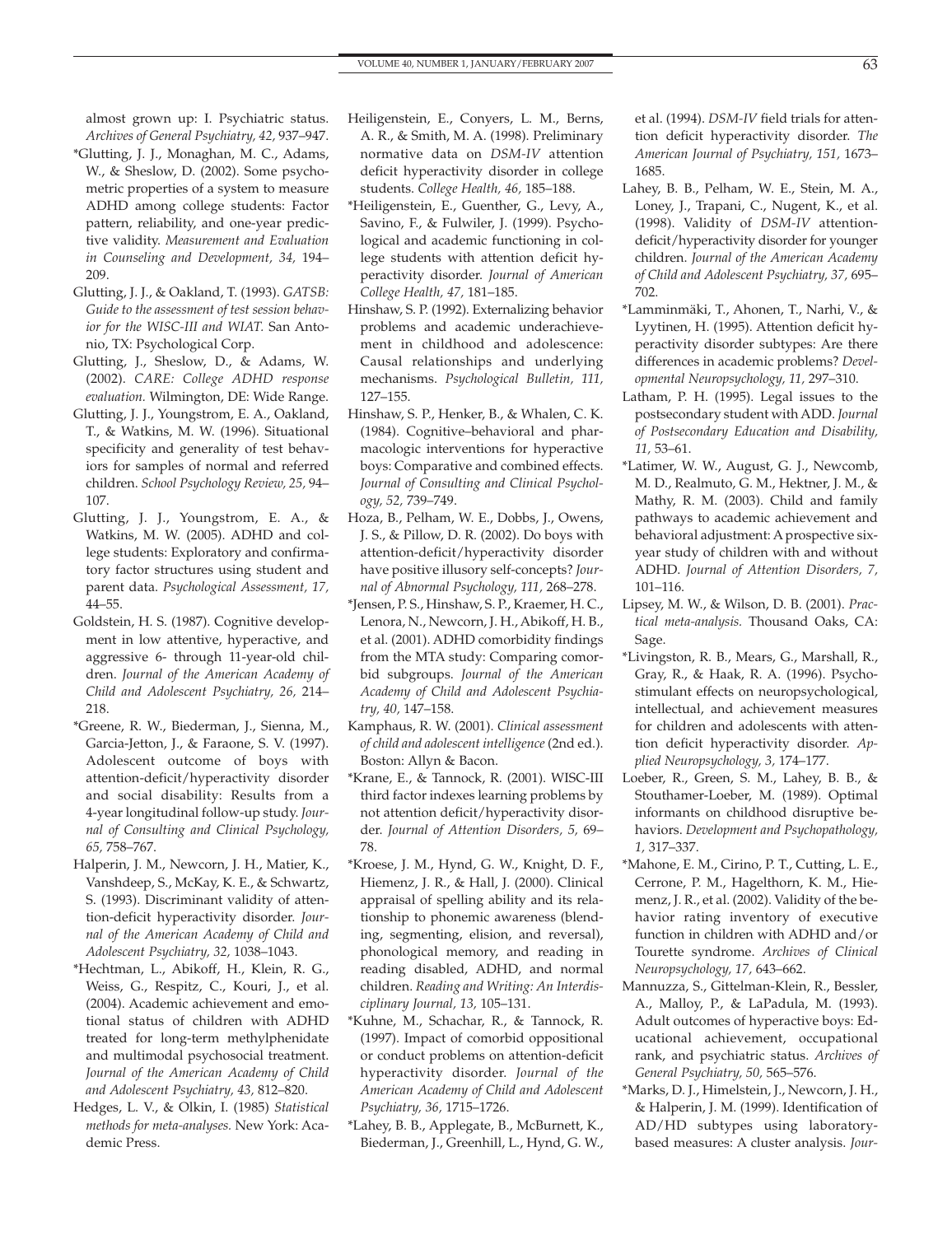almost grown up: I. Psychiatric status. *Archives of General Psychiatry, 42,* 937–947.

*Glutting, J. J., Monaghan, M. C., Adams, W., & Sheslow, D. (2002). Some psychometric properties of a system to measure ADHD among college students: Factor pattern, reliability, and one-year predictive validity. *Measurement and Evaluation in Counseling and Development, 34,* 194–209.

Glutting, J. J., & Oakland, T. (1993). *GATSB: Guide to the assessment of test session behavior for the WISC-III and WIAT.* San Antonio, TX: Psychological Corp.

Glutting, J., Sheslow, D., & Adams, W. (2002). *CARE: College ADHD response evaluation.* Wilmington, DE: Wide Range.

Glutting, J. J., Youngstrom, E. A., Oakland, T., & Watkins, M. W. (1996). Situational specificity and generality of test behaviors for samples of normal and referred children. *School Psychology Review, 25,* 94–107.

Glutting, J. J., Youngstrom, E. A., & Watkins, M. W. (2005). ADHD and college students: Exploratory and confirmatory factor structures using student and parent data. *Psychological Assessment, 17,* 44–55.

Goldstein, H. S. (1987). Cognitive development in low attentive, hyperactive, and aggressive 6- through 11-year-old children. *Journal of the American Academy of Child and Adolescent Psychiatry, 26,* 214–218.

*Greene, R. W., Biederman, J., Sienna, M., Garcia-Jetton, J., & Faraone, S. V. (1997). Adolescent outcome of boys with attention-deficit/hyperactivity disorder and social disability: Results from a 4-year longitudinal follow-up study. *Journal of Consulting and Clinical Psychology, 65,* 758–767.

Halperin, J. M., Newcorn, J. H., Matier, K., Vanshdeep, S., McKay, K. E., & Schwartz, S. (1993). Discriminant validity of attention-deficit hyperactivity disorder. *Journal of the American Academy of Child and Adolescent Psychiatry, 32,* 1038–1043.

*Hechtman, L., Abikoff, H., Klein, R. G., Weiss, G., Respitz, C., Kouri, J., et al. (2004). Academic achievement and emotional status of children with ADHD treated for long-term methylphenidate and multimodal psychosocial treatment. *Journal of the American Academy of Child and Adolescent Psychiatry, 43,* 812–820.

Hedges, L. V., & Olkin, I. (1985) *Statistical methods for meta-analyses.* New York: Academic Press.

Heiligenstein, E., Conyers, L. M., Berns, A. R., & Smith, M. A. (1998). Preliminary normative data on *DSM-IV* attention deficit hyperactivity disorder in college students. *College Health, 46,* 185–188.

*Heiligenstein, E., Guenther, G., Levy, A., Savino, F., & Fulwiler, J. (1999). Psychological and academic functioning in college students with attention deficit hyperactivity disorder. *Journal of American College Health, 47,* 181–185.

Hinshaw, S. P. (1992). Externalizing behavior problems and academic underachievement in childhood and adolescence: Causal relationships and underlying mechanisms. *Psychological Bulletin, 111,* 127–155.

Hinshaw, S. P., Henker, B., & Whalen, C. K. (1984). Cognitive–behavioral and pharmacologic interventions for hyperactive boys: Comparative and combined effects. *Journal of Consulting and Clinical Psychology, 52,* 739–749.

Hoza, B., Pelham, W. E., Dobbs, J., Owens, J. S., & Pillow, D. R. (2002). Do boys with attention-deficit/hyperactivity disorder have positive illusory self-concepts? *Journal of Abnormal Psychology, 111,* 268–278.

*Jensen, P. S., Hinshaw, S. P., Kraemer, H. C., Lenora, N., Newcorn, J. H., Abikoff, H. B., et al. (2001). ADHD comorbidity findings from the MTA study: Comparing comorbid subgroups. *Journal of the American Academy of Child and Adolescent Psychiatry, 40,* 147–158.

Kamphaus, R. W. (2001). *Clinical assessment of child and adolescent intelligence* (2nd ed.). Boston: Allyn & Bacon.

*Krane, E., & Tannock, R. (2001). WISC-III third factor indexes learning problems by not attention deficit/hyperactivity disorder. *Journal of Attention Disorders, 5,* 69–78.

*Kroese, J. M., Hynd, G. W., Knight, D. F., Hiemenz, J. R., & Hall, J. (2000). Clinical appraisal of spelling ability and its relationship to phonemic awareness (blending, segmenting, elision, and reversal), phonological memory, and reading in reading disabled, ADHD, and normal children. *Reading and Writing: An Interdisciplinary Journal, 13,* 105–131.

*Kuhne, M., Schachar, R., & Tannock, R. (1997). Impact of comorbid oppositional or conduct problems on attention-deficit hyperactivity disorder. *Journal of the American Academy of Child and Adolescent Psychiatry, 36,* 1715–1726.

*Lahey, B. B., Applegate, B., McBurnett, K., Biederman, J., Greenhill, L., Hynd, G. W., et al. (1994). *DSM-IV* field trials for attention deficit hyperactivity disorder. *The American Journal of Psychiatry, 151,* 1673–1685.

Lahey, B. B., Pelham, W. E., Stein, M. A., Loney, J., Trapani, C., Nugent, K., et al. (1998). Validity of *DSM-IV* attention-deficit/hyperactivity disorder for younger children. *Journal of the American Academy of Child and Adolescent Psychiatry, 37,* 695–702.

*Lamminmäki, T., Ahonen, T., Narhi, V., & Lyytinen, H. (1995). Attention deficit hyperactivity disorder subtypes: Are there differences in academic problems? *Developmental Neuropsychology, 11,* 297–310.

Latham, P. H. (1995). Legal issues to the postsecondary student with ADD. *Journal of Postsecondary Education and Disability, 11,* 53–61.

*Latimer, W. W., August, G. J., Newcomb, M. D., Realmuto, G. M., Hektner, J. M., & Mathy, R. M. (2003). Child and family pathways to academic achievement and behavioral adjustment: A prospective six-year study of children with and without ADHD. *Journal of Attention Disorders, 7,* 101–116.

Lipsey, M. W., & Wilson, D. B. (2001). *Practical meta-analysis.* Thousand Oaks, CA: Sage.

*Livingston, R. B., Mears, G., Marshall, R., Gray, R., & Haak, R. A. (1996). Psychostimulant effects on neuropsychological, intellectual, and achievement measures for children and adolescents with attention deficit hyperactivity disorder. *Applied Neuropsychology, 3,* 174–177.

Loeber, R., Green, S. M., Lahey, B. B., & Stouthamer-Loeber, M. (1989). Optimal informants on childhood disruptive behaviors. *Development and Psychopathology, 1,* 317–337.

*Mahone, E. M., Cirino, P. T., Cutting, L. E., Cerrone, P. M., Hagelthorn, K. M., Hiemenz, J. R., et al. (2002). Validity of the behavior rating inventory of executive function in children with ADHD and/or Tourette syndrome. *Archives of Clinical Neuropsychology, 17,* 643–662.

Mannuzza, S., Gittelman-Klein, R., Bessler, A., Malloy, P., & LaPadula, M. (1993). Adult outcomes of hyperactive boys: Educational achievement, occupational rank, and psychiatric status. *Archives of General Psychiatry, 50,* 565–576.

*Marks, D. J., Himelstein, J., Newcorn, J. H., & Halperin, J. M. (1999). Identification of AD/HD subtypes using laboratory-based measures: A cluster analysis. *Jour-*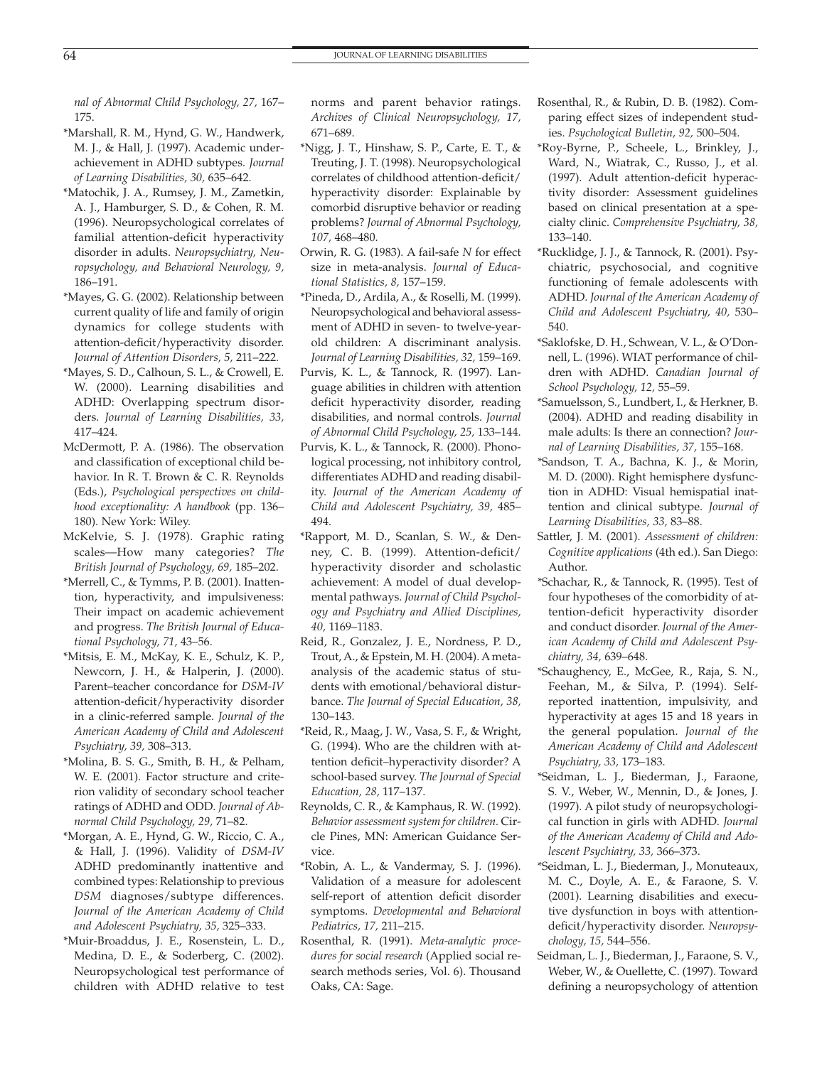*nal of Abnormal Child Psychology, 27,* 167–175.

*Marshall, R. M., Hynd, G. W., Handwerk, M. J., & Hall, J. (1997). Academic underachievement in ADHD subtypes. *Journal of Learning Disabilities, 30,* 635–642.

*Matochik, J. A., Rumsey, J. M., Zametkin, A. J., Hamburger, S. D., & Cohen, R. M. (1996). Neuropsychological correlates of familial attention-deficit hyperactivity disorder in adults. *Neuropsychiatry, Neuropsychology, and Behavioral Neurology, 9,* 186–191.

*Mayes, G. G. (2002). Relationship between current quality of life and family of origin dynamics for college students with attention-deficit/hyperactivity disorder. *Journal of Attention Disorders, 5,* 211–222.

*Mayes, S. D., Calhoun, S. L., & Crowell, E. W. (2000). Learning disabilities and ADHD: Overlapping spectrum disorders. *Journal of Learning Disabilities, 33,* 417–424.

McDermott, P. A. (1986). The observation and classification of exceptional child behavior. In R. T. Brown & C. R. Reynolds (Eds.), *Psychological perspectives on childhood exceptionality: A handbook* (pp. 136–180). New York: Wiley.

McKelvie, S. J. (1978). Graphic rating scales—How many categories? *The British Journal of Psychology, 69,* 185–202.

*Merrell, C., & Tymms, P. B. (2001). Inattention, hyperactivity, and impulsiveness: Their impact on academic achievement and progress. *The British Journal of Educational Psychology, 71,* 43–56.

*Mitsis, E. M., McKay, K. E., Schulz, K. P., Newcorn, J. H., & Halperin, J. (2000). Parent–teacher concordance for *DSM-IV* attention-deficit/hyperactivity disorder in a clinic-referred sample. *Journal of the American Academy of Child and Adolescent Psychiatry, 39,* 308–313.

*Molina, B. S. G., Smith, B. H., & Pelham, W. E. (2001). Factor structure and criterion validity of secondary school teacher ratings of ADHD and ODD. *Journal of Abnormal Child Psychology, 29,* 71–82.

*Morgan, A. E., Hynd, G. W., Riccio, C. A., & Hall, J. (1996). Validity of *DSM-IV* ADHD predominantly inattentive and combined types: Relationship to previous *DSM* diagnoses/subtype differences. *Journal of the American Academy of Child and Adolescent Psychiatry, 35,* 325–333.

*Muir-Broaddus, J. E., Rosenstein, L. D., Medina, D. E., & Soderberg, C. (2002). Neuropsychological test performance of children with ADHD relative to test norms and parent behavior ratings. *Archives of Clinical Neuropsychology, 17,* 671–689.

*Nigg, J. T., Hinshaw, S. P., Carte, E. T., & Treuting, J. T. (1998). Neuropsychological correlates of childhood attention-deficit/hyperactivity disorder: Explainable by comorbid disruptive behavior or reading problems? *Journal of Abnormal Psychology, 107,* 468–480.

Orwin, R. G. (1983). A fail-safe *N* for effect size in meta-analysis. *Journal of Educational Statistics, 8,* 157–159.

*Pineda, D., Ardila, A., & Roselli, M. (1999). Neuropsychological and behavioral assessment of ADHD in seven- to twelve-year-old children: A discriminant analysis. *Journal of Learning Disabilities, 32,* 159–169.

Purvis, K. L., & Tannock, R. (1997). Language abilities in children with attention deficit hyperactivity disorder, reading disabilities, and normal controls. *Journal of Abnormal Child Psychology, 25,* 133–144.

Purvis, K. L., & Tannock, R. (2000). Phonological processing, not inhibitory control, differentiates ADHD and reading disability. *Journal of the American Academy of Child and Adolescent Psychiatry, 39,* 485–494.

*Rapport, M. D., Scanlan, S. W., & Denney, C. B. (1999). Attention-deficit/hyperactivity disorder and scholastic achievement: A model of dual developmental pathways. *Journal of Child Psychology and Psychiatry and Allied Disciplines, 40,* 1169–1183.

Reid, R., Gonzalez, J. E., Nordness, P. D., Trout, A., & Epstein, M. H. (2004). A meta-analysis of the academic status of students with emotional/behavioral disturbance. *The Journal of Special Education, 38,* 130–143.

*Reid, R., Maag, J. W., Vasa, S. F., & Wright, G. (1994). Who are the children with attention deficit–hyperactivity disorder? A school-based survey. *The Journal of Special Education, 28,* 117–137.

Reynolds, C. R., & Kamphaus, R. W. (1992). *Behavior assessment system for children.* Circle Pines, MN: American Guidance Service.

*Robin, A. L., & Vandermay, S. J. (1996). Validation of a measure for adolescent self-report of attention deficit disorder symptoms. *Developmental and Behavioral Pediatrics, 17,* 211–215.

Rosenthal, R. (1991). *Meta-analytic procedures for social research* (Applied social research methods series, Vol. 6). Thousand Oaks, CA: Sage.

Rosenthal, R., & Rubin, D. B. (1982). Comparing effect sizes of independent studies. *Psychological Bulletin, 92,* 500–504.

*Roy-Byrne, P., Scheele, L., Brinkley, J., Ward, N., Wiatrak, C., Russo, J., et al. (1997). Adult attention-deficit hyperactivity disorder: Assessment guidelines based on clinical presentation at a specialty clinic. *Comprehensive Psychiatry, 38,* 133–140.

*Rucklidge, J. J., & Tannock, R. (2001). Psychiatric, psychosocial, and cognitive functioning of female adolescents with ADHD. *Journal of the American Academy of Child and Adolescent Psychiatry, 40,* 530–540.

*Saklofske, D. H., Schwean, V. L., & O'Donnell, L. (1996). WIAT performance of children with ADHD. *Canadian Journal of School Psychology, 12,* 55–59.

*Samuelsson, S., Lundbert, I., & Herkner, B. (2004). ADHD and reading disability in male adults: Is there an connection? *Journal of Learning Disabilities, 37,* 155–168.

*Sandson, T. A., Bachna, K. J., & Morin, M. D. (2000). Right hemisphere dysfunction in ADHD: Visual hemispatial inattention and clinical subtype. *Journal of Learning Disabilities, 33,* 83–88.

Sattler, J. M. (2001). *Assessment of children: Cognitive applications* (4th ed.). San Diego: Author.

*Schachar, R., & Tannock, R. (1995). Test of four hypotheses of the comorbidity of attention-deficit hyperactivity disorder and conduct disorder. *Journal of the American Academy of Child and Adolescent Psychiatry, 34,* 639–648.

*Schaughency, E., McGee, R., Raja, S. N., Feehan, M., & Silva, P. (1994). Self-reported inattention, impulsivity, and hyperactivity at ages 15 and 18 years in the general population. *Journal of the American Academy of Child and Adolescent Psychiatry, 33,* 173–183.

*Seidman, L. J., Biederman, J., Faraone, S. V., Weber, W., Mennin, D., & Jones, J. (1997). A pilot study of neuropsychological function in girls with ADHD. *Journal of the American Academy of Child and Adolescent Psychiatry, 33,* 366–373.

*Seidman, L. J., Biederman, J., Monuteaux, M. C., Doyle, A. E., & Faraone, S. V. (2001). Learning disabilities and executive dysfunction in boys with attention-deficit/hyperactivity disorder. *Neuropsychology, 15,* 544–556.

Seidman, L. J., Biederman, J., Faraone, S. V., Weber, W., & Ouellette, C. (1997). Toward defining a neuropsychology of attention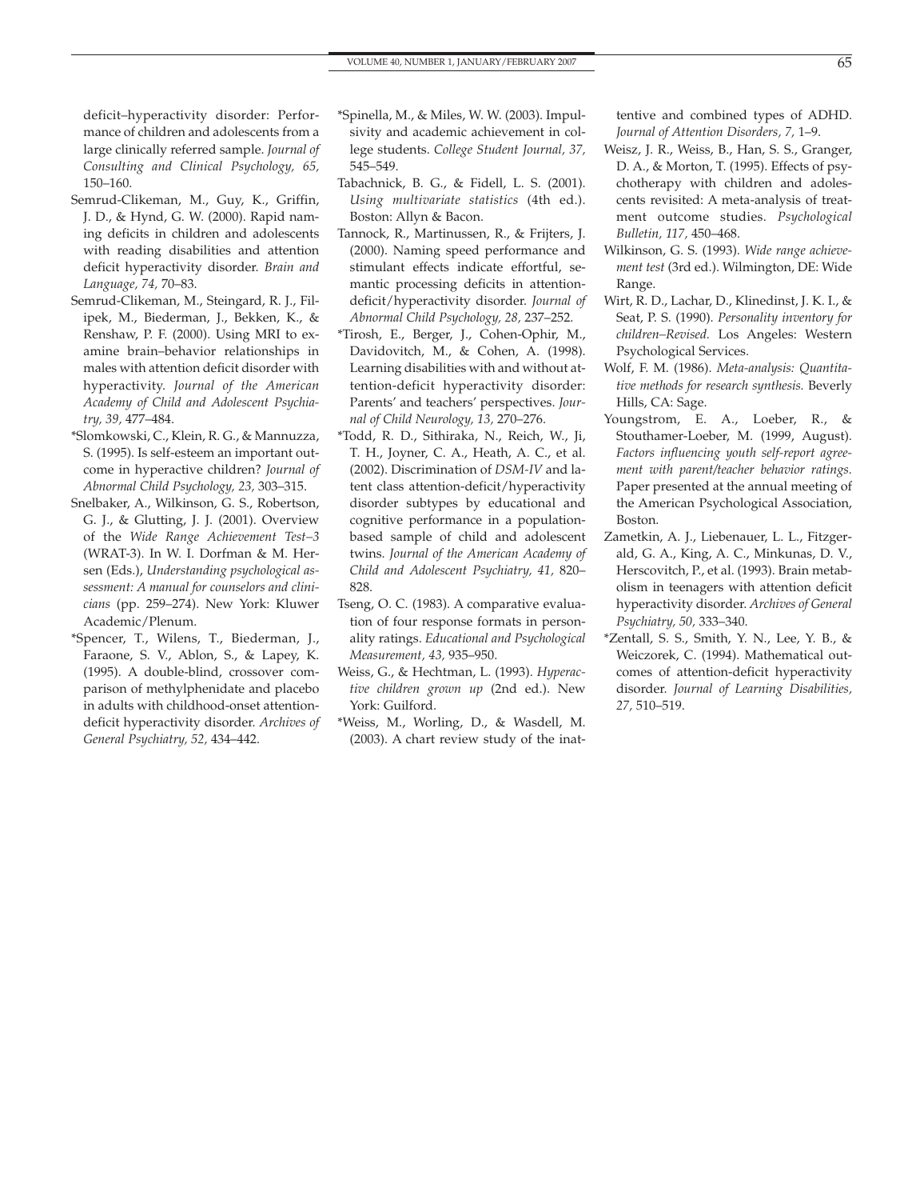deficit–hyperactivity disorder: Performance of children and adolescents from a large clinically referred sample. *Journal of Consulting and Clinical Psychology, 65,* 150–160.

Semrud-Clikeman, M., Guy, K., Griffin, J. D., & Hynd, G. W. (2000). Rapid naming deficits in children and adolescents with reading disabilities and attention deficit hyperactivity disorder. *Brain and Language, 74,* 70–83.

Semrud-Clikeman, M., Steingard, R. J., Filipek, M., Biederman, J., Bekken, K., & Renshaw, P. F. (2000). Using MRI to examine brain–behavior relationships in males with attention deficit disorder with hyperactivity. *Journal of the American Academy of Child and Adolescent Psychiatry, 39,* 477–484.

*Slomkowski, C., Klein, R. G., & Mannuzza, S. (1995). Is self-esteem an important outcome in hyperactive children? *Journal of Abnormal Child Psychology, 23,* 303–315.

Snelbaker, A., Wilkinson, G. S., Robertson, G. J., & Glutting, J. J. (2001). Overview of the *Wide Range Achievement Test–3* (WRAT-3). In W. I. Dorfman & M. Hersen (Eds.), *Understanding psychological assessment: A manual for counselors and clinicians* (pp. 259–274). New York: Kluwer Academic/Plenum.

*Spencer, T., Wilens, T., Biederman, J., Faraone, S. V., Ablon, S., & Lapey, K. (1995). A double-blind, crossover comparison of methylphenidate and placebo in adults with childhood-onset attention-deficit hyperactivity disorder. *Archives of General Psychiatry, 52,* 434–442.

*Spinella, M., & Miles, W. W. (2003). Impulsivity and academic achievement in college students. *College Student Journal, 37,* 545–549.

Tabachnick, B. G., & Fidell, L. S. (2001). *Using multivariate statistics* (4th ed.). Boston: Allyn & Bacon.

Tannock, R., Martinussen, R., & Frijters, J. (2000). Naming speed performance and stimulant effects indicate effortful, semantic processing deficits in attention-deficit/hyperactivity disorder. *Journal of Abnormal Child Psychology, 28,* 237–252.

*Tirosh, E., Berger, J., Cohen-Ophir, M., Davidovitch, M., & Cohen, A. (1998). Learning disabilities with and without attention-deficit hyperactivity disorder: Parents' and teachers' perspectives. *Journal of Child Neurology, 13,* 270–276.

*Todd, R. D., Sithiraka, N., Reich, W., Ji, T. H., Joyner, C. A., Heath, A. C., et al. (2002). Discrimination of *DSM-IV* and latent class attention-deficit/hyperactivity disorder subtypes by educational and cognitive performance in a population-based sample of child and adolescent twins. *Journal of the American Academy of Child and Adolescent Psychiatry, 41,* 820–828.

Tseng, O. C. (1983). A comparative evaluation of four response formats in personality ratings. *Educational and Psychological Measurement, 43,* 935–950.

Weiss, G., & Hechtman, L. (1993). *Hyperactive children grown up* (2nd ed.). New York: Guilford.

*Weiss, M., Worling, D., & Wasdell, M. (2003). A chart review study of the inattentive and combined types of ADHD. *Journal of Attention Disorders, 7,* 1–9.

Weisz, J. R., Weiss, B., Han, S. S., Granger, D. A., & Morton, T. (1995). Effects of psychotherapy with children and adolescents revisited: A meta-analysis of treatment outcome studies. *Psychological Bulletin, 117,* 450–468.

Wilkinson, G. S. (1993). *Wide range achievement test* (3rd ed.). Wilmington, DE: Wide Range.

Wirt, R. D., Lachar, D., Klinedinst, J. K. I., & Seat, P. S. (1990). *Personality inventory for children–Revised.* Los Angeles: Western Psychological Services.

Wolf, F. M. (1986). *Meta-analysis: Quantitative methods for research synthesis.* Beverly Hills, CA: Sage.

Youngstrom, E. A., Loeber, R., & Stouthamer-Loeber, M. (1999, August). *Factors influencing youth self-report agreement with parent/teacher behavior ratings.* Paper presented at the annual meeting of the American Psychological Association, Boston.

Zametkin, A. J., Liebenauer, L. L., Fitzgerald, G. A., King, A. C., Minkunas, D. V., Herscovitch, P., et al. (1993). Brain metabolism in teenagers with attention deficit hyperactivity disorder. *Archives of General Psychiatry, 50,* 333–340.

*Zentall, S. S., Smith, Y. N., Lee, Y. B., & Weiczorek, C. (1994). Mathematical outcomes of attention-deficit hyperactivity disorder. *Journal of Learning Disabilities, 27,* 510–519.